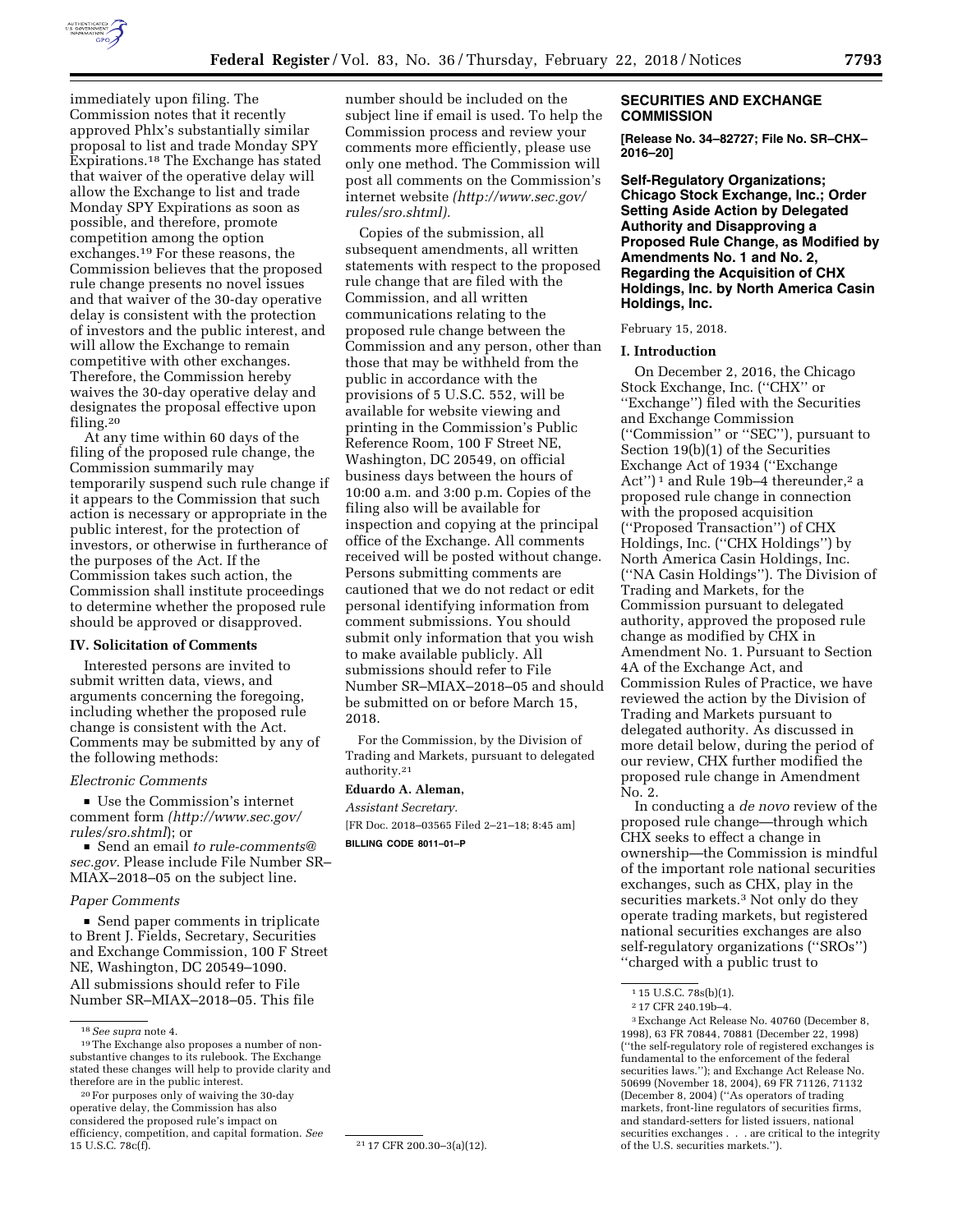immediately upon filing. The Commission notes that it recently approved Phlx's substantially similar proposal to list and trade Monday SPY Expirations.[18] The Exchange has stated that waiver of the operative delay will allow the Exchange to list and trade Monday SPY Expirations as soon as possible, and therefore, promote competition among the option exchanges.[19] For these reasons, the Commission believes that the proposed rule change presents no novel issues and that waiver of the 30-day operative delay is consistent with the protection of investors and the public interest, and will allow the Exchange to remain competitive with other exchanges. Therefore, the Commission hereby waives the 30-day operative delay and designates the proposal effective upon filing.[20]

At any time within 60 days of the filing of the proposed rule change, the Commission summarily may temporarily suspend such rule change if it appears to the Commission that such action is necessary or appropriate in the public interest, for the protection of investors, or otherwise in furtherance of the purposes of the Act. If the Commission takes such action, the Commission shall institute proceedings to determine whether the proposed rule should be approved or disapproved.

## IV. Solicitation of Comments

Interested persons are invited to submit written data, views, and arguments concerning the foregoing, including whether the proposed rule change is consistent with the Act. Comments may be submitted by any of the following methods:

*Electronic Comments*

- Use the Commission's internet comment form (*http://www.sec.gov/rules/sro.shtml*); or
- Send an email to *rule-comments@sec.gov.* Please include File Number SR–MIAX–2018–05 on the subject line.

*Paper Comments*

- Send paper comments in triplicate to Brent J. Fields, Secretary, Securities and Exchange Commission, 100 F Street NE, Washington, DC 20549–1090.

All submissions should refer to File Number SR–MIAX–2018–05. This file number should be included on the subject line if email is used. To help the Commission process and review your comments more efficiently, please use only one method. The Commission will post all comments on the Commission's internet website (*http://www.sec.gov/rules/sro.shtml*).

Copies of the submission, all subsequent amendments, all written statements with respect to the proposed rule change that are filed with the Commission, and all written communications relating to the proposed rule change between the Commission and any person, other than those that may be withheld from the public in accordance with the provisions of 5 U.S.C. 552, will be available for website viewing and printing in the Commission's Public Reference Room, 100 F Street NE, Washington, DC 20549, on official business days between the hours of 10:00 a.m. and 3:00 p.m. Copies of the filing also will be available for inspection and copying at the principal office of the Exchange. All comments received will be posted without change. Persons submitting comments are cautioned that we do not redact or edit personal identifying information from comment submissions. You should submit only information that you wish to make available publicly. All submissions should refer to File Number SR–MIAX–2018–05 and should be submitted on or before March 15, 2018.

For the Commission, by the Division of Trading and Markets, pursuant to delegated authority.[21]

**Eduardo A. Aleman,**

*Assistant Secretary.*

[FR Doc. 2018–03565 Filed 2–21–18; 8:45 am]

**BILLING CODE 8011–01–P**

[18] *See supra* note 4.

[19] The Exchange also proposes a number of non-substantive changes to its rulebook. The Exchange stated these changes will help to provide clarity and therefore are in the public interest.

[20] For purposes only of waiving the 30-day operative delay, the Commission has also considered the proposed rule's impact on efficiency, competition, and capital formation. *See* 15 U.S.C. 78c(f).

[21] 17 CFR 200.30–3(a)(12).

## SECURITIES AND EXCHANGE COMMISSION

**[Release No. 34–82727; File No. SR–CHX–2016–20]**

### Self-Regulatory Organizations; Chicago Stock Exchange, Inc.; Order Setting Aside Action by Delegated Authority and Disapproving a Proposed Rule Change, as Modified by Amendments No. 1 and No. 2, Regarding the Acquisition of CHX Holdings, Inc. by North America Casin Holdings, Inc.

February 15, 2018.

## I. Introduction

On December 2, 2016, the Chicago Stock Exchange, Inc. (''CHX'' or ''Exchange'') filed with the Securities and Exchange Commission (''Commission'' or ''SEC''), pursuant to Section 19(b)(1) of the Securities Exchange Act of 1934 (''Exchange Act'')[1] and Rule 19b–4 thereunder,[2] a proposed rule change in connection with the proposed acquisition (''Proposed Transaction'') of CHX Holdings, Inc. (''CHX Holdings'') by North America Casin Holdings, Inc. (''NA Casin Holdings''). The Division of Trading and Markets, for the Commission pursuant to delegated authority, approved the proposed rule change as modified by CHX in Amendment No. 1. Pursuant to Section 4A of the Exchange Act, and Commission Rules of Practice, we have reviewed the action by the Division of Trading and Markets pursuant to delegated authority. As discussed in more detail below, during the period of our review, CHX further modified the proposed rule change in Amendment No. 2.

In conducting a *de novo* review of the proposed rule change—through which CHX seeks to effect a change in ownership—the Commission is mindful of the important role national securities exchanges, such as CHX, play in the securities markets.[3] Not only do they operate trading markets, but registered national securities exchanges are also self-regulatory organizations (''SROs'') ''charged with a public trust to

[1] 15 U.S.C. 78s(b)(1).

[2] 17 CFR 240.19b–4.

[3] Exchange Act Release No. 40760 (December 8, 1998), 63 FR 70844, 70881 (December 22, 1998) (''the self-regulatory role of registered exchanges is fundamental to the enforcement of the federal securities laws.''); and Exchange Act Release No. 50699 (November 18, 2004), 69 FR 71126, 71132 (December 8, 2004) (''As operators of trading markets, front-line regulators of securities firms, and standard-setters for listed issuers, national securities exchanges . . . are critical to the integrity of the U.S. securities markets.'').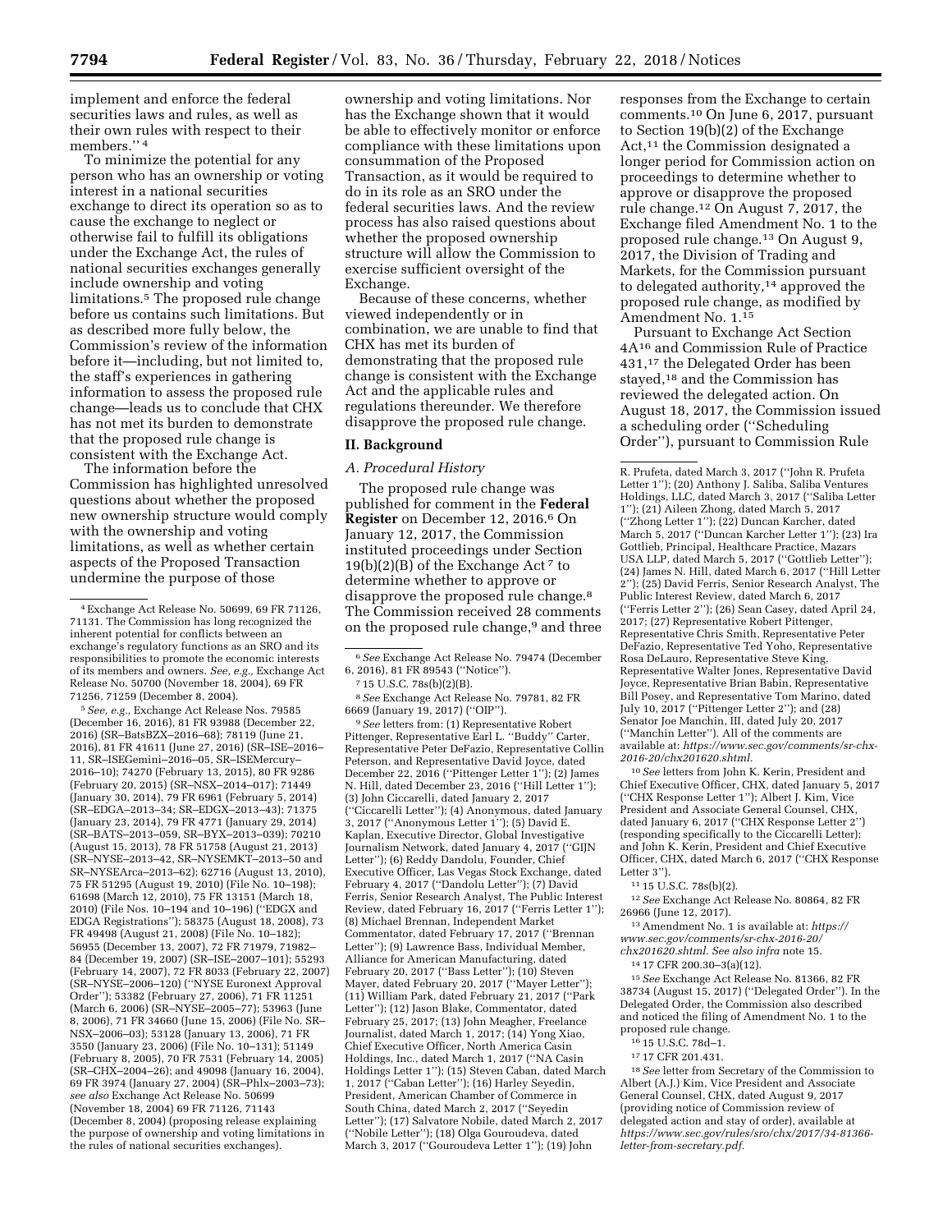implement and enforce the federal securities laws and rules, as well as their own rules with respect to their members.'' [4]

To minimize the potential for any person who has an ownership or voting interest in a national securities exchange to direct its operation so as to cause the exchange to neglect or otherwise fail to fulfill its obligations under the Exchange Act, the rules of national securities exchanges generally include ownership and voting limitations.[5] The proposed rule change before us contains such limitations. But as described more fully below, the Commission's review of the information before it—including, but not limited to, the staff's experiences in gathering information to assess the proposed rule change—leads us to conclude that CHX has not met its burden to demonstrate that the proposed rule change is consistent with the Exchange Act.

The information before the Commission has highlighted unresolved questions about whether the proposed new ownership structure would comply with the ownership and voting limitations, as well as whether certain aspects of the Proposed Transaction undermine the purpose of those ownership and voting limitations. Nor has the Exchange shown that it would be able to effectively monitor or enforce compliance with these limitations upon consummation of the Proposed Transaction, as it would be required to do in its role as an SRO under the federal securities laws. And the review process has also raised questions about whether the proposed ownership structure will allow the Commission to exercise sufficient oversight of the Exchange.

Because of these concerns, whether viewed independently or in combination, we are unable to find that CHX has met its burden of demonstrating that the proposed rule change is consistent with the Exchange Act and the applicable rules and regulations thereunder. We therefore disapprove the proposed rule change.

## II. Background

### *A. Procedural History*

The proposed rule change was published for comment in the **Federal Register** on December 12, 2016.[6] On January 12, 2017, the Commission instituted proceedings under Section 19(b)(2)(B) of the Exchange Act [7] to determine whether to approve or disapprove the proposed rule change.[8] The Commission received 28 comments on the proposed rule change,[9] and three responses from the Exchange to certain comments.[10] On June 6, 2017, pursuant to Section 19(b)(2) of the Exchange Act,[11] the Commission designated a longer period for Commission action on proceedings to determine whether to approve or disapprove the proposed rule change.[12] On August 7, 2017, the Exchange filed Amendment No. 1 to the proposed rule change.[13] On August 9, 2017, the Division of Trading and Markets, for the Commission pursuant to delegated authority,[14] approved the proposed rule change, as modified by Amendment No. 1.[15]

Pursuant to Exchange Act Section 4A[16] and Commission Rule of Practice 431,[17] the Delegated Order has been stayed,[18] and the Commission has reviewed the delegated action. On August 18, 2017, the Commission issued a scheduling order (''Scheduling Order''), pursuant to Commission Rule

---

[4] Exchange Act Release No. 50699, 69 FR 71126, 71131. The Commission has long recognized the inherent potential for conflicts between an exchange's regulatory functions as an SRO and its responsibilities to promote the economic interests of its members and owners. *See, e.g.,* Exchange Act Release No. 50700 (November 18, 2004), 69 FR 71256, 71259 (December 8, 2004).

[5] *See, e.g.,* Exchange Act Release Nos. 79585 (December 16, 2016), 81 FR 93988 (December 22, 2016) (SR–BatsBZX–2016–68); 78119 (June 21, 2016), 81 FR 41611 (June 27, 2016) (SR–ISE–2016–11, SR–ISEGemini–2016–05, SR–ISEMercury–2016–10); 74270 (February 13, 2015), 80 FR 9286 (February 20, 2015) (SR–NSX–2014–017); 71449 (January 30, 2014), 79 FR 6961 (February 5, 2014) (SR–EDGA–2013–34; SR–EDGX–2013–43); 71375 (January 23, 2014), 79 FR 4771 (January 29, 2014) (SR–BATS–2013–059, SR–BYX–2013–039); 70210 (August 15, 2013), 78 FR 51758 (August 21, 2013) (SR–NYSE–2013–42, SR–NYSEMKT–2013–50 and SR–NYSEArca–2013–62); 62716 (August 13, 2010), 75 FR 51295 (August 19, 2010) (File No. 10–198); 61698 (March 12, 2010), 75 FR 13151 (March 18, 2010) (File Nos. 10–194 and 10–196) (''EDGX and EDGA Registrations''); 58375 (August 18, 2008), 73 FR 49498 (August 21, 2008) (File No. 10–182); 56955 (December 13, 2007), 72 FR 71979, 71982–84 (December 19, 2007) (SR–ISE–2007–101); 55293 (February 14, 2007), 72 FR 8033 (February 22, 2007) (SR–NYSE–2006–120) (''NYSE Euronext Approval Order''); 53382 (February 27, 2006), 71 FR 11251 (March 6, 2006) (SR–NYSE–2005–77); 53963 (June 8, 2006), 71 FR 34660 (June 15, 2006) (File No. SR–NSX–2006–03); 53128 (January 13, 2006), 71 FR 3550 (January 23, 2006) (File No. 10–131); 51149 (February 8, 2005), 70 FR 7531 (February 14, 2005) (SR–CHX–2004–26); and 49098 (January 16, 2004), 69 FR 3974 (January 27, 2004) (SR–Phlx–2003–73); *see also* Exchange Act Release No. 50699 (November 18, 2004) 69 FR 71126, 71143 (December 8, 2004) (proposing release explaining the purpose of ownership and voting limitations in the rules of national securities exchanges).

[6] *See* Exchange Act Release No. 79474 (December 6, 2016), 81 FR 89543 (''Notice'').

[7] 15 U.S.C. 78s(b)(2)(B).

[8] *See* Exchange Act Release No. 79781, 82 FR 6669 (January 19, 2017) (''OIP'').

[9] *See* letters from: (1) Representative Robert Pittenger, Representative Earl L. ''Buddy'' Carter, Representative Peter DeFazio, Representative Collin Peterson, and Representative David Joyce, dated December 22, 2016 (''Pittenger Letter 1''); (2) James N. Hill, dated December 23, 2016 (''Hill Letter 1''); (3) John Ciccarelli, dated January 2, 2017 (''Ciccarelli Letter''); (4) Anonymous, dated January 3, 2017 (''Anonymous Letter 1''); (5) David E. Kaplan, Executive Director, Global Investigative Journalism Network, dated January 4, 2017 (''GIJN Letter''); (6) Reddy Dandolu, Founder, Chief Executive Officer, Las Vegas Stock Exchange, dated February 4, 2017 (''Dandolu Letter''); (7) David Ferris, Senior Research Analyst, The Public Interest Review, dated February 16, 2017 (''Ferris Letter 1''); (8) Michael Brennan, Independent Market Commentator, dated February 17, 2017 (''Brennan Letter''); (9) Lawrence Bass, Individual Member, Alliance for American Manufacturing, dated February 20, 2017 (''Bass Letter''); (10) Steven Mayer, dated February 20, 2017 (''Mayer Letter''); (11) William Park, dated February 21, 2017 (''Park Letter''); (12) Jason Blake, Commentator, dated February 25, 2017; (13) John Meagher, Freelance Journalist, dated March 1, 2017; (14) Yong Xiao, Chief Executive Officer, North America Casin Holdings, Inc., dated March 1, 2017 (''NA Casin Holdings Letter 1''); (15) Steven Caban, dated March 1, 2017 (''Caban Letter''); (16) Harley Seyedin, President, American Chamber of Commerce in South China, dated March 2, 2017 (''Seyedin Letter''); (17) Salvatore Nobile, dated March 2, 2017 (''Nobile Letter''); (18) Olga Gouroudeva, dated March 3, 2017 (''Gouroudeva Letter 1''); (19) John R. Prufeta, dated March 3, 2017 (''John R. Prufeta Letter 1''); (20) Anthony J. Saliba, Saliba Ventures Holdings, LLC, dated March 3, 2017 (''Saliba Letter 1''); (21) Aileen Zhong, dated March 5, 2017 (''Zhong Letter 1''); (22) Duncan Karcher, dated March 5, 2017 (''Duncan Karcher Letter 1''); (23) Ira Gottlieb, Principal, Healthcare Practice, Mazars USA LLP, dated March 5, 2017 (''Gottlieb Letter''); (24) James N. Hill, dated March 6, 2017 (''Hill Letter 2''); (25) David Ferris, Senior Research Analyst, The Public Interest Review, dated March 6, 2017 (''Ferris Letter 2''); (26) Sean Casey, dated April 24, 2017; (27) Representative Robert Pittenger, Representative Chris Smith, Representative Peter DeFazio, Representative Ted Yoho, Representative Rosa DeLauro, Representative Steve King, Representative Walter Jones, Representative David Joyce, Representative Brian Babin, Representative Bill Posey, and Representative Tom Marino, dated July 10, 2017 (''Pittenger Letter 2''); and (28) Senator Joe Manchin, III, dated July 20, 2017 (''Manchin Letter''). All of the comments are available at: *https://www.sec.gov/comments/sr-chx-2016-20/chx201620.shtml.*

[10] *See* letters from John K. Kerin, President and Chief Executive Officer, CHX, dated January 5, 2017 (''CHX Response Letter 1''); Albert J. Kim, Vice President and Associate General Counsel, CHX, dated January 6, 2017 (''CHX Response Letter 2'') (responding specifically to the Ciccarelli Letter); and John K. Kerin, President and Chief Executive Officer, CHX, dated March 6, 2017 (''CHX Response Letter 3'').

[11] 15 U.S.C. 78s(b)(2).

[12] *See* Exchange Act Release No. 80864, 82 FR 26966 (June 12, 2017).

[13] Amendment No. 1 is available at: *https://www.sec.gov/comments/sr-chx-2016-20/chx201620.shtml. See also infra* note 15.

[14] 17 CFR 200.30–3(a)(12).

[15] *See* Exchange Act Release No. 81366, 82 FR 38734 (August 15, 2017) (''Delegated Order''). In the Delegated Order, the Commission also described and noticed the filing of Amendment No. 1 to the proposed rule change.

[16] 15 U.S.C. 78d–1.

[17] 17 CFR 201.431.

[18] *See* letter from Secretary of the Commission to Albert (A.J.) Kim, Vice President and Associate General Counsel, CHX, dated August 9, 2017 (providing notice of Commission review of delegated action and stay of order), available at *https://www.sec.gov/rules/sro/chx/2017/34-81366-letter-from-secretary.pdf.*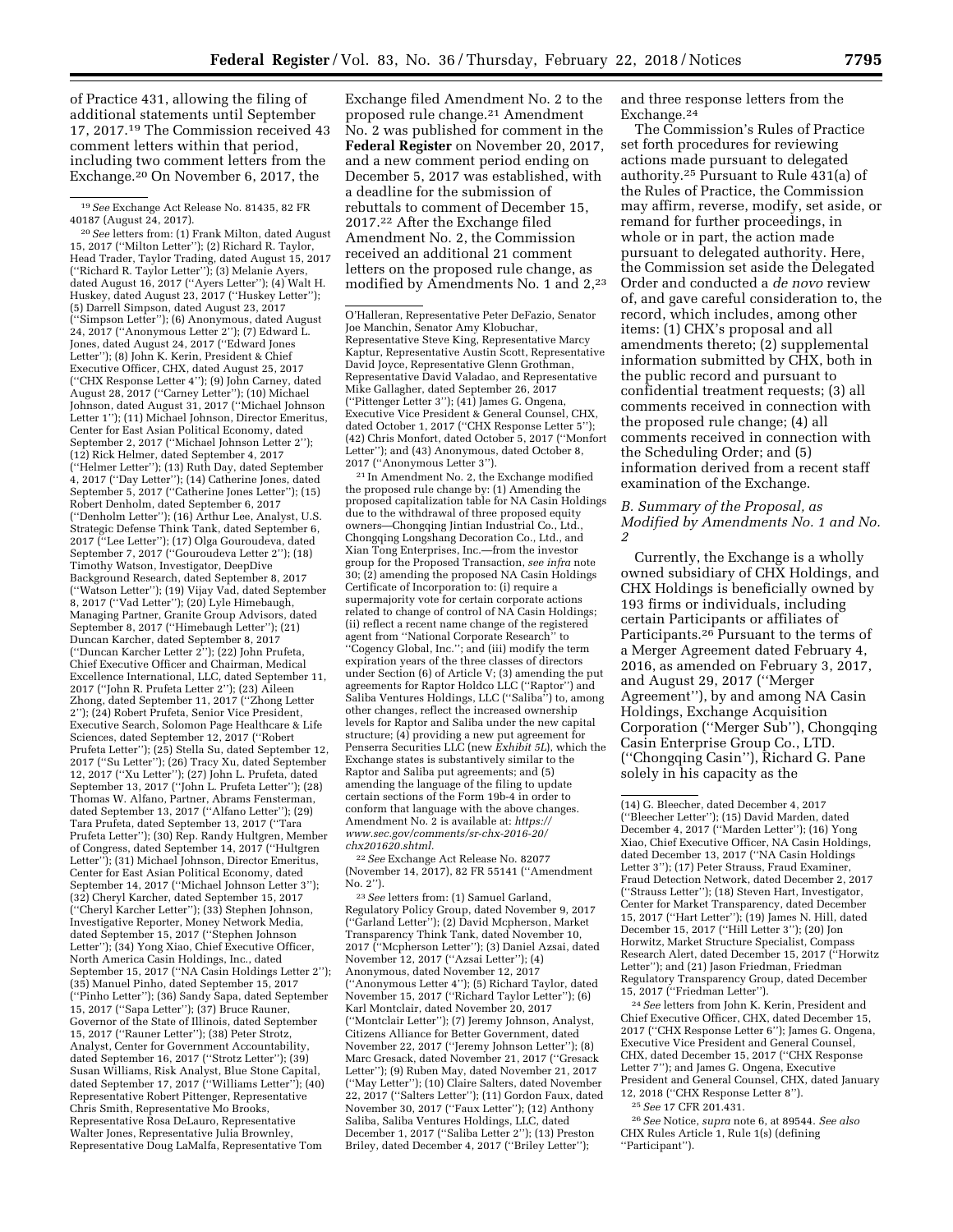of Practice 431, allowing the filing of additional statements until September 17, 2017.[19] The Commission received 43 comment letters within that period, including two comment letters from the Exchange.[20] On November 6, 2017, the Exchange filed Amendment No. 2 to the proposed rule change.[21] Amendment No. 2 was published for comment in the **Federal Register** on November 20, 2017, and a new comment period ending on December 5, 2017 was established, with a deadline for the submission of rebuttals to comment of December 15, 2017.[22] After the Exchange filed Amendment No. 2, the Commission received an additional 21 comment letters on the proposed rule change, as modified by Amendments No. 1 and 2,[23] and three response letters from the Exchange.[24]

The Commission's Rules of Practice set forth procedures for reviewing actions made pursuant to delegated authority.[25] Pursuant to Rule 431(a) of the Rules of Practice, the Commission may affirm, reverse, modify, set aside, or remand for further proceedings, in whole or in part, the action made pursuant to delegated authority. Here, the Commission set aside the Delegated Order and conducted a *de novo* review of, and gave careful consideration to, the record, which includes, among other items: (1) CHX's proposal and all amendments thereto; (2) supplemental information submitted by CHX, both in the public record and pursuant to confidential treatment requests; (3) all comments received in connection with the proposed rule change; (4) all comments received in connection with the Scheduling Order; and (5) information derived from a recent staff examination of the Exchange.

### *B. Summary of the Proposal, as Modified by Amendments No. 1 and No. 2*

Currently, the Exchange is a wholly owned subsidiary of CHX Holdings, and CHX Holdings is beneficially owned by 193 firms or individuals, including certain Participants or affiliates of Participants.[26] Pursuant to the terms of a Merger Agreement dated February 4, 2016, as amended on February 3, 2017, and August 29, 2017 (''Merger Agreement''), by and among NA Casin Holdings, Exchange Acquisition Corporation (''Merger Sub''), Chongqing Casin Enterprise Group Co., LTD. (''Chongqing Casin''), Richard G. Pane solely in his capacity as the

---

[19] *See* Exchange Act Release No. 81435, 82 FR 40187 (August 24, 2017).

[20] *See* letters from: (1) Frank Milton, dated August 15, 2017 (''Milton Letter''); (2) Richard R. Taylor, Head Trader, Taylor Trading, dated August 15, 2017 (''Richard R. Taylor Letter''); (3) Melanie Ayers, dated August 16, 2017 (''Ayers Letter''); (4) Walt H. Huskey, dated August 23, 2017 (''Huskey Letter''); (5) Darrell Simpson, dated August 23, 2017 (''Simpson Letter''); (6) Anonymous, dated August 24, 2017 (''Anonymous Letter 2''); (7) Edward L. Jones, dated August 24, 2017 (''Edward Jones Letter''); (8) John K. Kerin, President & Chief Executive Officer, CHX, dated August 25, 2017 (''CHX Response Letter 4''); (9) John Carney, dated August 28, 2017 (''Carney Letter''); (10) Michael Johnson, dated August 31, 2017 (''Michael Johnson Letter 1''); (11) Michael Johnson, Director Emeritus, Center for East Asian Political Economy, dated September 2, 2017 (''Michael Johnson Letter 2''); (12) Rick Helmer, dated September 4, 2017 (''Helmer Letter''); (13) Ruth Day, dated September 4, 2017 (''Day Letter''); (14) Catherine Jones, dated September 5, 2017 (''Catherine Jones Letter''); (15) Robert Denholm, dated September 6, 2017 (''Denholm Letter''); (16) Arthur Lee, Analyst, U.S. Strategic Defense Think Tank, dated September 6, 2017 (''Lee Letter''); (17) Olga Gouroudeva, dated September 7, 2017 (''Gouroudeva Letter 2''); (18) Timothy Watson, Investigator, DeepDive Background Research, dated September 8, 2017 (''Watson Letter''); (19) Vijay Vad, dated September 8, 2017 (''Vad Letter''); (20) Lyle Himebaugh, Managing Partner, Granite Group Advisors, dated September 8, 2017 (''Himebaugh Letter''); (21) Duncan Karcher, dated September 8, 2017 (''Duncan Karcher Letter 2''); (22) John Prufeta, Chief Executive Officer and Chairman, Medical Excellence International, LLC, dated September 11, 2017 (''John R. Prufeta Letter 2''); (23) Aileen Zhong, dated September 11, 2017 (''Zhong Letter 2''); (24) Robert Prufeta, Senior Vice President, Executive Search, Solomon Page Healthcare & Life Sciences, dated September 12, 2017 (''Robert Prufeta Letter''); (25) Stella Su, dated September 12, 2017 (''Su Letter''); (26) Tracy Xu, dated September 12, 2017 (''Xu Letter''); (27) John L. Prufeta, dated September 13, 2017 (''John L. Prufeta Letter''); (28) Thomas W. Alfano, Partner, Abrams Fensterman, dated September 13, 2017 (''Alfano Letter''); (29) Tara Prufeta, dated September 13, 2017 (''Tara Prufeta Letter''); (30) Rep. Randy Hultgren, Member of Congress, dated September 14, 2017 (''Hultgren Letter''); (31) Michael Johnson, Director Emeritus, Center for East Asian Political Economy, dated September 14, 2017 (''Michael Johnson Letter 3''); (32) Cheryl Karcher, dated September 15, 2017 (''Cheryl Karcher Letter''); (33) Stephen Johnson, Investigative Reporter, Money Network Media, dated September 15, 2017 (''Stephen Johnson Letter''); (34) Yong Xiao, Chief Executive Officer, North America Casin Holdings, Inc., dated September 15, 2017 (''NA Casin Holdings Letter 2''); (35) Manuel Pinho, dated September 15, 2017 (''Pinho Letter''); (36) Sandy Sapa, dated September 15, 2017 (''Sapa Letter''); (37) Bruce Rauner, Governor of the State of Illinois, dated September 15, 2017 (''Rauner Letter''); (38) Peter Strotz, Analyst, Center for Government Accountability, dated September 16, 2017 (''Strotz Letter''); (39) Susan Williams, Risk Analyst, Blue Stone Capital, dated September 17, 2017 (''Williams Letter''); (40) Representative Robert Pittenger, Representative Chris Smith, Representative Mo Brooks, Representative Rosa DeLauro, Representative Walter Jones, Representative Julia Brownley, Representative Doug LaMalfa, Representative Tom O'Halleran, Representative Peter DeFazio, Senator Joe Manchin, Senator Amy Klobuchar, Representative Steve King, Representative Marcy Kaptur, Representative Austin Scott, Representative David Joyce, Representative Glenn Grothman, Representative David Valadao, and Representative Mike Gallagher, dated September 26, 2017 (''Pittenger Letter 3''); (41) James G. Ongena, Executive Vice President & General Counsel, CHX, dated October 1, 2017 (''CHX Response Letter 5''); (42) Chris Monfort, dated October 5, 2017 (''Monfort Letter''); and (43) Anonymous, dated October 8, 2017 (''Anonymous Letter 3'').

[21] In Amendment No. 2, the Exchange modified the proposed rule change by: (1) Amending the proposed capitalization table for NA Casin Holdings due to the withdrawal of three proposed equity owners—Chongqing Jintian Industrial Co., Ltd., Chongqing Longshang Decoration Co., Ltd., and Xian Tong Enterprises, Inc.—from the investor group for the Proposed Transaction, *see infra* note 30; (2) amending the proposed NA Casin Holdings Certificate of Incorporation to: (i) require a supermajority vote for certain corporate actions related to change of control of NA Casin Holdings; (ii) reflect a recent name change of the registered agent from ''National Corporate Research'' to ''Cogency Global, Inc.''; and (iii) modify the term expiration years of the three classes of directors under Section (6) of Article V; (3) amending the put agreements for Raptor Holdco LLC (''Raptor'') and Saliba Ventures Holdings, LLC (''Saliba'') to, among other changes, reflect the increased ownership levels for Raptor and Saliba under the new capital structure; (4) providing a new put agreement for Penserra Securities LLC (new *Exhibit 5L*), which the Exchange states is substantively similar to the Raptor and Saliba put agreements; and (5) amending the language of the filing to update certain sections of the Form 19b-4 in order to conform that language with the above changes. Amendment No. 2 is available at: *https://www.sec.gov/comments/sr-chx-2016-20/chx201620.shtml*.

[22] *See* Exchange Act Release No. 82077 (November 14, 2017), 82 FR 55141 (''Amendment No. 2'').

[23] *See* letters from: (1) Samuel Garland, Regulatory Policy Group, dated November 9, 2017 (''Garland Letter''); (2) David Mcpherson, Market Transparency Think Tank, dated November 10, 2017 (''Mcpherson Letter''); (3) Daniel Azsai, dated November 12, 2017 (''Azsai Letter''); (4) Anonymous, dated November 12, 2017 (''Anonymous Letter 4''); (5) Richard Taylor, dated November 15, 2017 (''Richard Taylor Letter''); (6) Karl Montclair, dated November 20, 2017 (''Montclair Letter''); (7) Jeremy Johnson, Analyst, Citizens Alliance for Better Government, dated November 22, 2017 (''Jeremy Johnson Letter''); (8) Marc Gresack, dated November 21, 2017 (''Gresack Letter''); (9) Ruben May, dated November 21, 2017 (''May Letter''); (10) Claire Salters, dated November 22, 2017 (''Salters Letter''); (11) Gordon Faux, dated November 30, 2017 (''Faux Letter''); (12) Anthony Saliba, Saliba Ventures Holdings, LLC, dated December 1, 2017 (''Saliba Letter 2''); (13) Preston Briley, dated December 4, 2017 (''Briley Letter''); (14) G. Bleecher, dated December 4, 2017 (''Bleecher Letter''); (15) David Marden, dated December 4, 2017 (''Marden Letter''); (16) Yong Xiao, Chief Executive Officer, NA Casin Holdings, dated December 13, 2017 (''NA Casin Holdings Letter 3''); (17) Peter Strauss, Fraud Examiner, Fraud Detection Network, dated December 2, 2017 (''Strauss Letter''); (18) Steven Hart, Investigator, Center for Market Transparency, dated December 15, 2017 (''Hart Letter''); (19) James N. Hill, dated December 15, 2017 (''Hill Letter 3''); (20) Jon Horwitz, Market Structure Specialist, Compass Research Alert, dated December 15, 2017 (''Horwitz Letter''); and (21) Jason Friedman, Friedman Regulatory Transparency Group, dated December 15, 2017 (''Friedman Letter'').

[24] *See* letters from John K. Kerin, President and Chief Executive Officer, CHX, dated December 15, 2017 (''CHX Response Letter 6''); James G. Ongena, Executive Vice President and General Counsel, CHX, dated December 15, 2017 (''CHX Response Letter 7''); and James G. Ongena, Executive President and General Counsel, CHX, dated January 12, 2018 (''CHX Response Letter 8'').

[25] *See* 17 CFR 201.431.

[26] *See* Notice, *supra* note 6, at 89544. *See also* CHX Rules Article 1, Rule 1(s) (defining ''Participant'').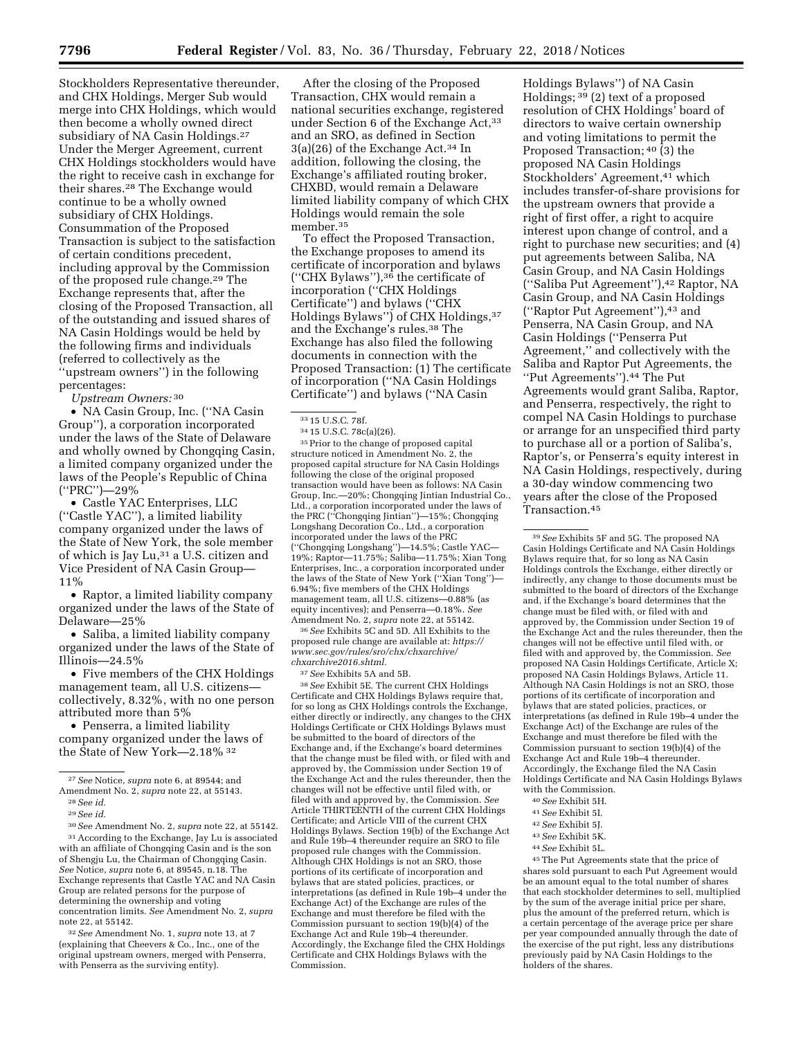Stockholders Representative thereunder, and CHX Holdings, Merger Sub would merge into CHX Holdings, which would then become a wholly owned direct subsidiary of NA Casin Holdings.[27] Under the Merger Agreement, current CHX Holdings stockholders would have the right to receive cash in exchange for their shares.[28] The Exchange would continue to be a wholly owned subsidiary of CHX Holdings. Consummation of the Proposed Transaction is subject to the satisfaction of certain conditions precedent, including approval by the Commission of the proposed rule change.[29] The Exchange represents that, after the closing of the Proposed Transaction, all of the outstanding and issued shares of NA Casin Holdings would be held by the following firms and individuals (referred to collectively as the ''upstream owners'') in the following percentages:

*Upstream Owners:* [30]

- NA Casin Group, Inc. (''NA Casin Group''), a corporation incorporated under the laws of the State of Delaware and wholly owned by Chongqing Casin, a limited company organized under the laws of the People's Republic of China (''PRC'')—29%
- Castle YAC Enterprises, LLC (''Castle YAC''), a limited liability company organized under the laws of the State of New York, the sole member of which is Jay Lu,[31] a U.S. citizen and Vice President of NA Casin Group—11%
- Raptor, a limited liability company organized under the laws of the State of Delaware—25%
- Saliba, a limited liability company organized under the laws of the State of Illinois—24.5%
- Five members of the CHX Holdings management team, all U.S. citizens—collectively, 8.32%, with no one person attributed more than 5%
- Penserra, a limited liability company organized under the laws of the State of New York—2.18% [32]

After the closing of the Proposed Transaction, CHX would remain a national securities exchange, registered under Section 6 of the Exchange Act,[33] and an SRO, as defined in Section 3(a)(26) of the Exchange Act.[34] In addition, following the closing, the Exchange's affiliated routing broker, CHXBD, would remain a Delaware limited liability company of which CHX Holdings would remain the sole member.[35]

To effect the Proposed Transaction, the Exchange proposes to amend its certificate of incorporation and bylaws (''CHX Bylaws''),[36] the certificate of incorporation (''CHX Holdings Certificate'') and bylaws (''CHX Holdings Bylaws'') of CHX Holdings,[37] and the Exchange's rules.[38] The Exchange has also filed the following documents in connection with the Proposed Transaction: (1) The certificate of incorporation (''NA Casin Holdings Certificate'') and bylaws (''NA Casin Holdings Bylaws'') of NA Casin Holdings; [39] (2) text of a proposed resolution of CHX Holdings' board of directors to waive certain ownership and voting limitations to permit the Proposed Transaction; [40] (3) the proposed NA Casin Holdings Stockholders' Agreement,[41] which includes transfer-of-share provisions for the upstream owners that provide a right of first offer, a right to acquire interest upon change of control, and a right to purchase new securities; and (4) put agreements between Saliba, NA Casin Group, and NA Casin Holdings (''Saliba Put Agreement''),[42] Raptor, NA Casin Group, and NA Casin Holdings (''Raptor Put Agreement''),[43] and Penserra, NA Casin Group, and NA Casin Holdings (''Penserra Put Agreement,'' and collectively with the Saliba and Raptor Put Agreements, the ''Put Agreements'').[44] The Put Agreements would grant Saliba, Raptor, and Penserra, respectively, the right to compel NA Casin Holdings to purchase or arrange for an unspecified third party to purchase all or a portion of Saliba's, Raptor's, or Penserra's equity interest in NA Casin Holdings, respectively, during a 30-day window commencing two years after the close of the Proposed Transaction.[45]

---

[27] *See* Notice, *supra* note 6, at 89544; and Amendment No. 2, *supra* note 22, at 55143.

[28] *See id.*

[29] *See id.*

[30] *See* Amendment No. 2, *supra* note 22, at 55142.

[31] According to the Exchange, Jay Lu is associated with an affiliate of Chongqing Casin and is the son of Shengju Lu, the Chairman of Chongqing Casin. *See* Notice, *supra* note 6, at 89545, n.18. The Exchange represents that Castle YAC and NA Casin Group are related persons for the purpose of determining the ownership and voting concentration limits. *See* Amendment No. 2, *supra* note 22, at 55142.

[32] *See* Amendment No. 1, *supra* note 13, at 7 (explaining that Cheevers & Co., Inc., one of the original upstream owners, merged with Penserra, with Penserra as the surviving entity).

[33] 15 U.S.C. 78f.

[34] 15 U.S.C. 78c(a)(26).

[35] Prior to the change of proposed capital structure noticed in Amendment No. 2, the proposed capital structure for NA Casin Holdings following the close of the original proposed transaction would have been as follows: NA Casin Group, Inc.—20%; Chongqing Jintian Industrial Co., Ltd., a corporation incorporated under the laws of the PRC (''Chongqing Jintian'')—15%; Chongqing Longshang Decoration Co., Ltd., a corporation incorporated under the laws of the PRC (''Chongqing Longshang'')—14.5%; Castle YAC—19%; Raptor—11.75%; Saliba—11.75%; Xian Tong Enterprises, Inc., a corporation incorporated under the laws of the State of New York (''Xian Tong'')—6.94%; five members of the CHX Holdings management team, all U.S. citizens—0.88% (as equity incentives); and Penserra—0.18%. *See* Amendment No. 2, *supra* note 22, at 55142.

[36] *See* Exhibits 5C and 5D. All Exhibits to the proposed rule change are available at: *https://www.sec.gov/rules/sro/chx/chxarchive/chxarchive2016.shtml.*

[37] *See* Exhibits 5A and 5B.

[38] *See* Exhibit 5E. The current CHX Holdings Certificate and CHX Holdings Bylaws require that, for so long as CHX Holdings controls the Exchange, either directly or indirectly, any changes to the CHX Holdings Certificate or CHX Holdings Bylaws must be submitted to the board of directors of the Exchange and, if the Exchange's board determines that the change must be filed with, or filed with and approved by, the Commission under Section 19 of the Exchange Act and the rules thereunder, then the changes will not be effective until filed with, or filed with and approved by, the Commission. *See* Article THIRTEENTH of the current CHX Holdings Certificate; and Article VIII of the current CHX Holdings Bylaws. Section 19(b) of the Exchange Act and Rule 19b–4 thereunder require an SRO to file proposed rule changes with the Commission. Although CHX Holdings is not an SRO, those portions of its certificate of incorporation and bylaws that are stated policies, practices, or interpretations (as defined in Rule 19b–4 under the Exchange Act) of the Exchange are rules of the Exchange and must therefore be filed with the Commission pursuant to section 19(b)(4) of the Exchange Act and Rule 19b–4 thereunder. Accordingly, the Exchange filed the CHX Holdings Certificate and CHX Holdings Bylaws with the Commission.

[39] *See* Exhibits 5F and 5G. The proposed NA Casin Holdings Certificate and NA Casin Holdings Bylaws require that, for so long as NA Casin Holdings controls the Exchange, either directly or indirectly, any change to those documents must be submitted to the board of directors of the Exchange and, if the Exchange's board determines that the change must be filed with, or filed with and approved by, the Commission under Section 19 of the Exchange Act and the rules thereunder, then the changes will not be effective until filed with, or filed with and approved by, the Commission. *See* proposed NA Casin Holdings Certificate, Article X; proposed NA Casin Holdings Bylaws, Article 11. Although NA Casin Holdings is not an SRO, those portions of its certificate of incorporation and bylaws that are stated policies, practices, or interpretations (as defined in Rule 19b–4 under the Exchange Act) of the Exchange are rules of the Exchange and must therefore be filed with the Commission pursuant to section 19(b)(4) of the Exchange Act and Rule 19b–4 thereunder. Accordingly, the Exchange filed the NA Casin Holdings Certificate and NA Casin Holdings Bylaws with the Commission.

[40] *See* Exhibit 5H.

[41] *See* Exhibit 5I.

[42] *See* Exhibit 5J.

[43] *See* Exhibit 5K.

[44] *See* Exhibit 5L.

[45] The Put Agreements state that the price of shares sold pursuant to each Put Agreement would be an amount equal to the total number of shares that each stockholder determines to sell, multiplied by the sum of the average initial price per share, plus the amount of the preferred return, which is a certain percentage of the average price per share per year compounded annually through the date of the exercise of the put right, less any distributions previously paid by NA Casin Holdings to the holders of the shares.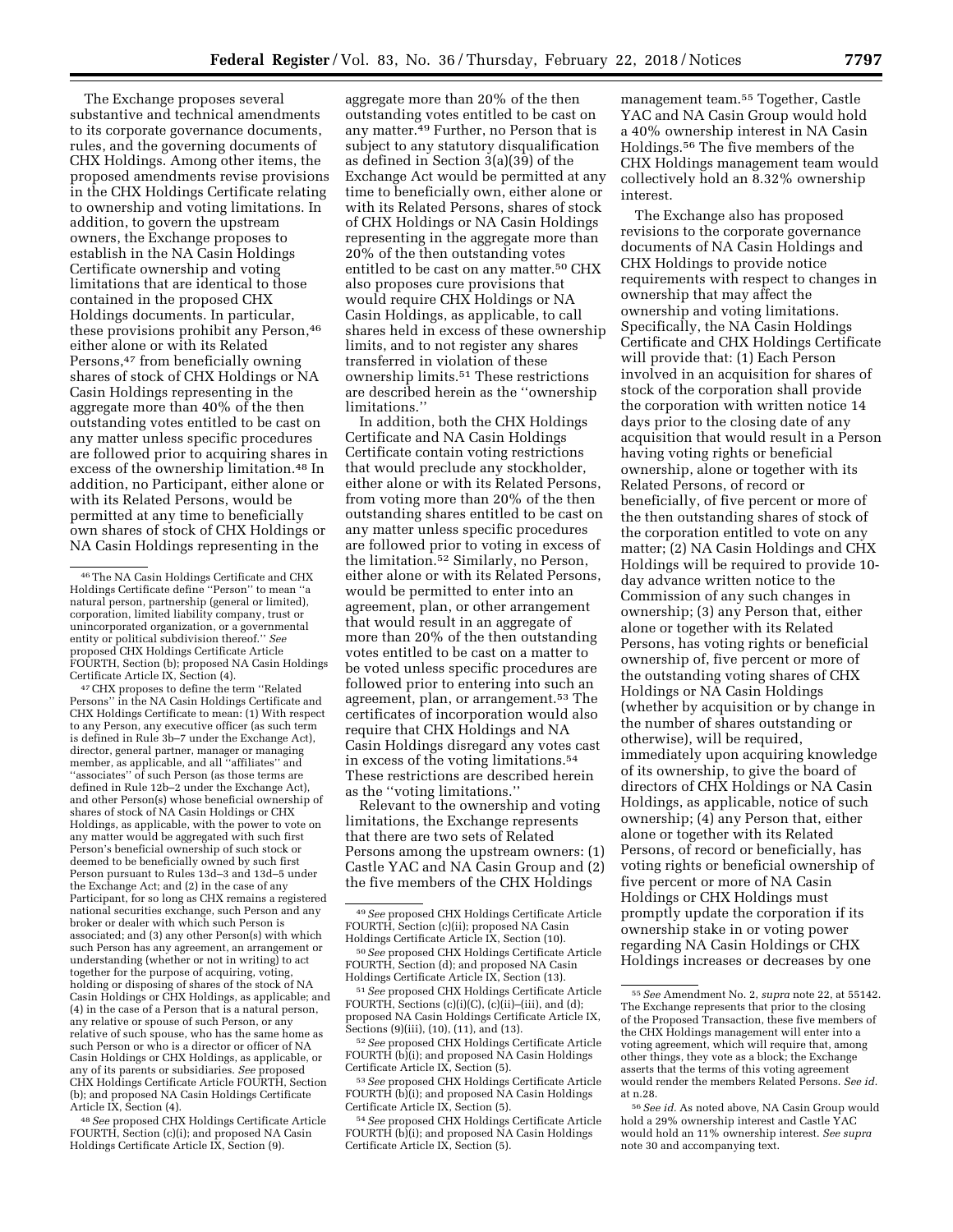The Exchange proposes several substantive and technical amendments to its corporate governance documents, rules, and the governing documents of CHX Holdings. Among other items, the proposed amendments revise provisions in the CHX Holdings Certificate relating to ownership and voting limitations. In addition, to govern the upstream owners, the Exchange proposes to establish in the NA Casin Holdings Certificate ownership and voting limitations that are identical to those contained in the proposed CHX Holdings documents. In particular, these provisions prohibit any Person,[46] either alone or with its Related Persons,[47] from beneficially owning shares of stock of CHX Holdings or NA Casin Holdings representing in the aggregate more than 40% of the then outstanding votes entitled to be cast on any matter unless specific procedures are followed prior to acquiring shares in excess of the ownership limitation.[48] In addition, no Participant, either alone or with its Related Persons, would be permitted at any time to beneficially own shares of stock of CHX Holdings or NA Casin Holdings representing in the aggregate more than 20% of the then outstanding votes entitled to be cast on any matter.[49] Further, no Person that is subject to any statutory disqualification as defined in Section 3(a)(39) of the Exchange Act would be permitted at any time to beneficially own, either alone or with its Related Persons, shares of stock of CHX Holdings or NA Casin Holdings representing in the aggregate more than 20% of the then outstanding votes entitled to be cast on any matter.[50] CHX also proposes cure provisions that would require CHX Holdings or NA Casin Holdings, as applicable, to call shares held in excess of these ownership limits, and to not register any shares transferred in violation of these ownership limits.[51] These restrictions are described herein as the ''ownership limitations.''

In addition, both the CHX Holdings Certificate and NA Casin Holdings Certificate contain voting restrictions that would preclude any stockholder, either alone or with its Related Persons, from voting more than 20% of the then outstanding shares entitled to be cast on any matter unless specific procedures are followed prior to voting in excess of the limitation.[52] Similarly, no Person, either alone or with its Related Persons, would be permitted to enter into an agreement, plan, or other arrangement that would result in an aggregate of more than 20% of the then outstanding votes entitled to be cast on a matter to be voted unless specific procedures are followed prior to entering into such an agreement, plan, or arrangement.[53] The certificates of incorporation would also require that CHX Holdings and NA Casin Holdings disregard any votes cast in excess of the voting limitations.[54] These restrictions are described herein as the ''voting limitations.''

Relevant to the ownership and voting limitations, the Exchange represents that there are two sets of Related Persons among the upstream owners: (1) Castle YAC and NA Casin Group and (2) the five members of the CHX Holdings management team.[55] Together, Castle YAC and NA Casin Group would hold a 40% ownership interest in NA Casin Holdings.[56] The five members of the CHX Holdings management team would collectively hold an 8.32% ownership interest.

The Exchange also has proposed revisions to the corporate governance documents of NA Casin Holdings and CHX Holdings to provide notice requirements with respect to changes in ownership that may affect the ownership and voting limitations. Specifically, the NA Casin Holdings Certificate and CHX Holdings Certificate will provide that: (1) Each Person involved in an acquisition for shares of stock of the corporation shall provide the corporation with written notice 14 days prior to the closing date of any acquisition that would result in a Person having voting rights or beneficial ownership, alone or together with its Related Persons, of record or beneficially, of five percent or more of the then outstanding shares of stock of the corporation entitled to vote on any matter; (2) NA Casin Holdings and CHX Holdings will be required to provide 10-day advance written notice to the Commission of any such changes in ownership; (3) any Person that, either alone or together with its Related Persons, has voting rights or beneficial ownership of, five percent or more of the outstanding voting shares of CHX Holdings or NA Casin Holdings (whether by acquisition or by change in the number of shares outstanding or otherwise), will be required, immediately upon acquiring knowledge of its ownership, to give the board of directors of CHX Holdings or NA Casin Holdings, as applicable, notice of such ownership; (4) any Person that, either alone or together with its Related Persons, of record or beneficially, has voting rights or beneficial ownership of five percent or more of NA Casin Holdings or CHX Holdings must promptly update the corporation if its ownership stake in or voting power regarding NA Casin Holdings or CHX Holdings increases or decreases by one

---

[46] The NA Casin Holdings Certificate and CHX Holdings Certificate define ''Person'' to mean ''a natural person, partnership (general or limited), corporation, limited liability company, trust or unincorporated organization, or a governmental entity or political subdivision thereof.'' *See* proposed CHX Holdings Certificate Article FOURTH, Section (b); proposed NA Casin Holdings Certificate Article IX, Section (4).

[47] CHX proposes to define the term ''Related Persons'' in the NA Casin Holdings Certificate and CHX Holdings Certificate to mean: (1) With respect to any Person, any executive officer (as such term is defined in Rule 3b–7 under the Exchange Act), director, general partner, manager or managing member, as applicable, and all ''affiliates'' and ''associates'' of such Person (as those terms are defined in Rule 12b–2 under the Exchange Act), and other Person(s) whose beneficial ownership of shares of stock of NA Casin Holdings or CHX Holdings, as applicable, with the power to vote on any matter would be aggregated with such first Person's beneficial ownership of such stock or deemed to be beneficially owned by such first Person pursuant to Rules 13d–3 and 13d–5 under the Exchange Act; and (2) in the case of any Participant, for so long as CHX remains a registered national securities exchange, such Person and any broker or dealer with which such Person is associated; and (3) any other Person(s) with which such Person has any agreement, an arrangement or understanding (whether or not in writing) to act together for the purpose of acquiring, voting, holding or disposing of shares of the stock of NA Casin Holdings or CHX Holdings, as applicable; and (4) in the case of a Person that is a natural person, any relative or spouse of such Person, or any relative of such spouse, who has the same home as such Person or who is a director or officer of NA Casin Holdings or CHX Holdings, as applicable, or any of its parents or subsidiaries. *See* proposed CHX Holdings Certificate Article FOURTH, Section (b); and proposed NA Casin Holdings Certificate Article IX, Section (4).

[48] *See* proposed CHX Holdings Certificate Article FOURTH, Section (c)(i); and proposed NA Casin Holdings Certificate Article IX, Section (9).

[49] *See* proposed CHX Holdings Certificate Article FOURTH, Section (c)(ii); proposed NA Casin Holdings Certificate Article IX, Section (10).

[50] *See* proposed CHX Holdings Certificate Article FOURTH, Section (d); and proposed NA Casin Holdings Certificate Article IX, Section (13).

[51] *See* proposed CHX Holdings Certificate Article FOURTH, Sections (c)(i)(C), (c)(ii)–(iii), and (d); proposed NA Casin Holdings Certificate Article IX, Sections (9)(iii), (10), (11), and (13).

[52] *See* proposed CHX Holdings Certificate Article FOURTH (b)(i); and proposed NA Casin Holdings Certificate Article IX, Section (5).

[53] *See* proposed CHX Holdings Certificate Article FOURTH (b)(i); and proposed NA Casin Holdings Certificate Article IX, Section (5).

[54] *See* proposed CHX Holdings Certificate Article FOURTH (b)(i); and proposed NA Casin Holdings Certificate Article IX, Section (5).

[55] *See* Amendment No. 2, *supra* note 22, at 55142. The Exchange represents that prior to the closing of the Proposed Transaction, these five members of the CHX Holdings management will enter into a voting agreement, which will require that, among other things, they vote as a block; the Exchange asserts that the terms of this voting agreement would render the members Related Persons. *See id.* at n.28.

[56] *See id.* As noted above, NA Casin Group would hold a 29% ownership interest and Castle YAC would hold an 11% ownership interest. *See supra* note 30 and accompanying text.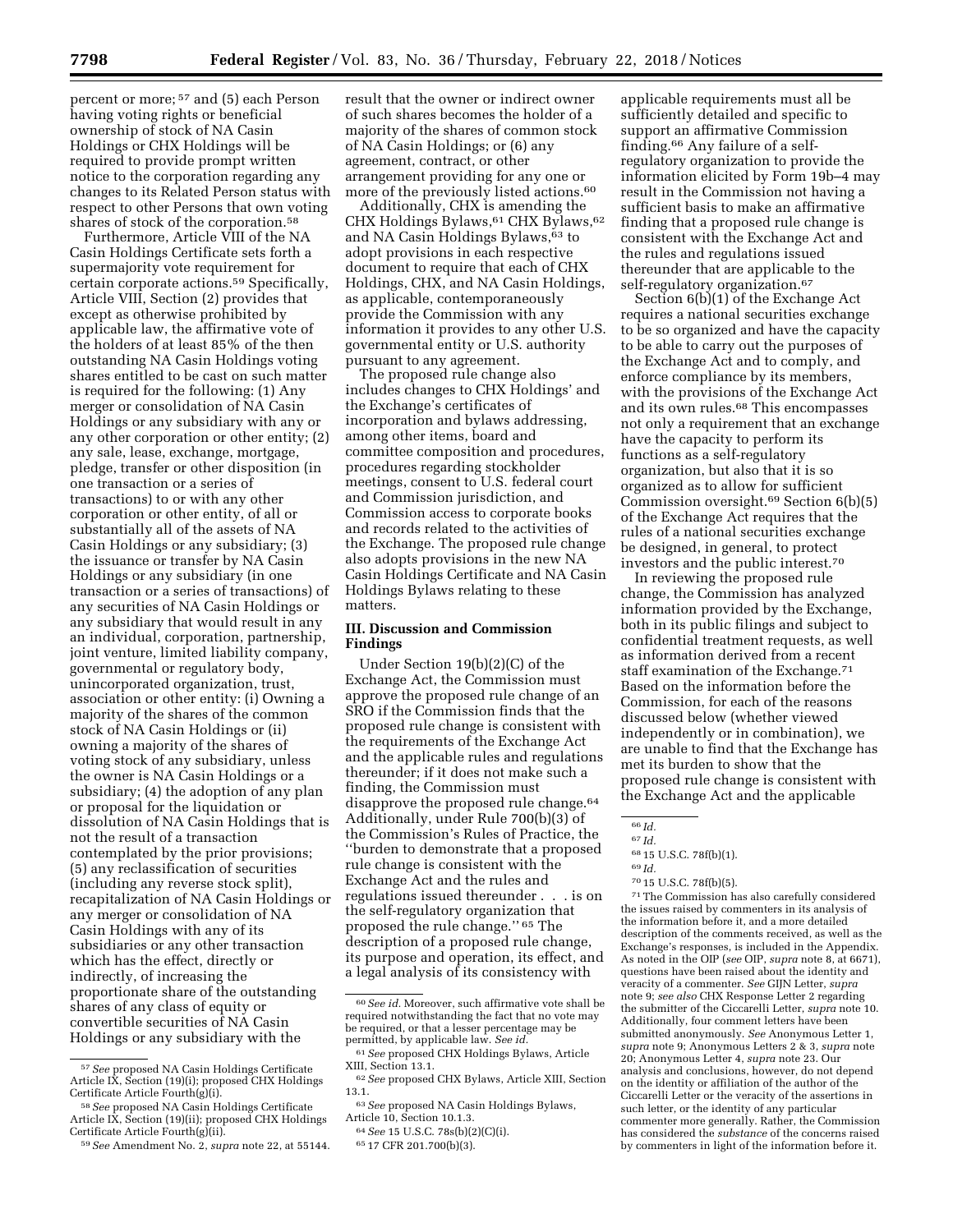percent or more; [57] and (5) each Person having voting rights or beneficial ownership of stock of NA Casin Holdings or CHX Holdings will be required to provide prompt written notice to the corporation regarding any changes to its Related Person status with respect to other Persons that own voting shares of stock of the corporation.[58]

Furthermore, Article VIII of the NA Casin Holdings Certificate sets forth a supermajority vote requirement for certain corporate actions.[59] Specifically, Article VIII, Section (2) provides that except as otherwise prohibited by applicable law, the affirmative vote of the holders of at least 85% of the then outstanding NA Casin Holdings voting shares entitled to be cast on such matter is required for the following: (1) Any merger or consolidation of NA Casin Holdings or any subsidiary with any or any other corporation or other entity; (2) any sale, lease, exchange, mortgage, pledge, transfer or other disposition (in one transaction or a series of transactions) to or with any other corporation or other entity, of all or substantially all of the assets of NA Casin Holdings or any subsidiary; (3) the issuance or transfer by NA Casin Holdings or any subsidiary (in one transaction or a series of transactions) of any securities of NA Casin Holdings or any subsidiary that would result in any an individual, corporation, partnership, joint venture, limited liability company, governmental or regulatory body, unincorporated organization, trust, association or other entity: (i) Owning a majority of the shares of the common stock of NA Casin Holdings or (ii) owning a majority of the shares of voting stock of any subsidiary, unless the owner is NA Casin Holdings or a subsidiary; (4) the adoption of any plan or proposal for the liquidation or dissolution of NA Casin Holdings that is not the result of a transaction contemplated by the prior provisions; (5) any reclassification of securities (including any reverse stock split), recapitalization of NA Casin Holdings or any merger or consolidation of NA Casin Holdings with any of its subsidiaries or any other transaction which has the effect, directly or indirectly, of increasing the proportionate share of the outstanding shares of any class of equity or convertible securities of NA Casin Holdings or any subsidiary with the result that the owner or indirect owner of such shares becomes the holder of a majority of the shares of common stock of NA Casin Holdings; or (6) any agreement, contract, or other arrangement providing for any one or more of the previously listed actions.[60]

Additionally, CHX is amending the CHX Holdings Bylaws,[61] CHX Bylaws,[62] and NA Casin Holdings Bylaws,[63] to adopt provisions in each respective document to require that each of CHX Holdings, CHX, and NA Casin Holdings, as applicable, contemporaneously provide the Commission with any information it provides to any other U.S. governmental entity or U.S. authority pursuant to any agreement.

The proposed rule change also includes changes to CHX Holdings' and the Exchange's certificates of incorporation and bylaws addressing, among other items, board and committee composition and procedures, procedures regarding stockholder meetings, consent to U.S. federal court and Commission jurisdiction, and Commission access to corporate books and records related to the activities of the Exchange. The proposed rule change also adopts provisions in the new NA Casin Holdings Certificate and NA Casin Holdings Bylaws relating to these matters.

## III. Discussion and Commission Findings

Under Section 19(b)(2)(C) of the Exchange Act, the Commission must approve the proposed rule change of an SRO if the Commission finds that the proposed rule change is consistent with the requirements of the Exchange Act and the applicable rules and regulations thereunder; if it does not make such a finding, the Commission must disapprove the proposed rule change.[64] Additionally, under Rule 700(b)(3) of the Commission's Rules of Practice, the "burden to demonstrate that a proposed rule change is consistent with the Exchange Act and the rules and regulations issued thereunder . . . is on the self-regulatory organization that proposed the rule change." [65] The description of a proposed rule change, its purpose and operation, its effect, and a legal analysis of its consistency with applicable requirements must all be sufficiently detailed and specific to support an affirmative Commission finding.[66] Any failure of a self-regulatory organization to provide the information elicited by Form 19b–4 may result in the Commission not having a sufficient basis to make an affirmative finding that a proposed rule change is consistent with the Exchange Act and the rules and regulations issued thereunder that are applicable to the self-regulatory organization.[67]

Section 6(b)(1) of the Exchange Act requires a national securities exchange to be so organized and have the capacity to be able to carry out the purposes of the Exchange Act and to comply, and enforce compliance by its members, with the provisions of the Exchange Act and its own rules.[68] This encompasses not only a requirement that an exchange have the capacity to perform its functions as a self-regulatory organization, but also that it is so organized as to allow for sufficient Commission oversight.[69] Section 6(b)(5) of the Exchange Act requires that the rules of a national securities exchange be designed, in general, to protect investors and the public interest.[70]

In reviewing the proposed rule change, the Commission has analyzed information provided by the Exchange, both in its public filings and subject to confidential treatment requests, as well as information derived from a recent staff examination of the Exchange.[71] Based on the information before the Commission, for each of the reasons discussed below (whether viewed independently or in combination), we are unable to find that the Exchange has met its burden to show that the proposed rule change is consistent with the Exchange Act and the applicable

---

[57] *See* proposed NA Casin Holdings Certificate Article IX, Section (19)(i); proposed CHX Holdings Certificate Article Fourth(g)(i).

[58] *See* proposed NA Casin Holdings Certificate Article IX, Section (19)(ii); proposed CHX Holdings Certificate Article Fourth(g)(ii).

[59] *See* Amendment No. 2, *supra* note 22, at 55144.

[60] *See id.* Moreover, such affirmative vote shall be required notwithstanding the fact that no vote may be required, or that a lesser percentage may be permitted, by applicable law. *See id.*

[61] *See* proposed CHX Holdings Bylaws, Article XIII, Section 13.1.

[62] *See* proposed CHX Bylaws, Article XIII, Section 13.1.

[63] *See* proposed NA Casin Holdings Bylaws, Article 10, Section 10.1.3.

[64] *See* 15 U.S.C. 78s(b)(2)(C)(i).

[65] 17 CFR 201.700(b)(3).

[66] *Id.*

[67] *Id.*

[68] 15 U.S.C. 78f(b)(1).

[69] *Id.*

[70] 15 U.S.C. 78f(b)(5).

[71] The Commission has also carefully considered the issues raised by commenters in its analysis of the information before it, and a more detailed description of the comments received, as well as the Exchange's responses, is included in the Appendix. As noted in the OIP (*see* OIP, *supra* note 8, at 6671), questions have been raised about the identity and veracity of a commenter. *See* GIJN Letter, *supra* note 9; *see also* CHX Response Letter 2 regarding the submitter of the Ciccarelli Letter, *supra* note 10. Additionally, four comment letters have been submitted anonymously. *See* Anonymous Letter 1, *supra* note 9; Anonymous Letters 2 & 3, *supra* note 20; Anonymous Letter 4, *supra* note 23. Our analysis and conclusions, however, do not depend on the identity or affiliation of the author of the Ciccarelli Letter or the veracity of the assertions in such letter, or the identity of any particular commenter more generally. Rather, the Commission has considered the *substance* of the concerns raised by commenters in light of the information before it.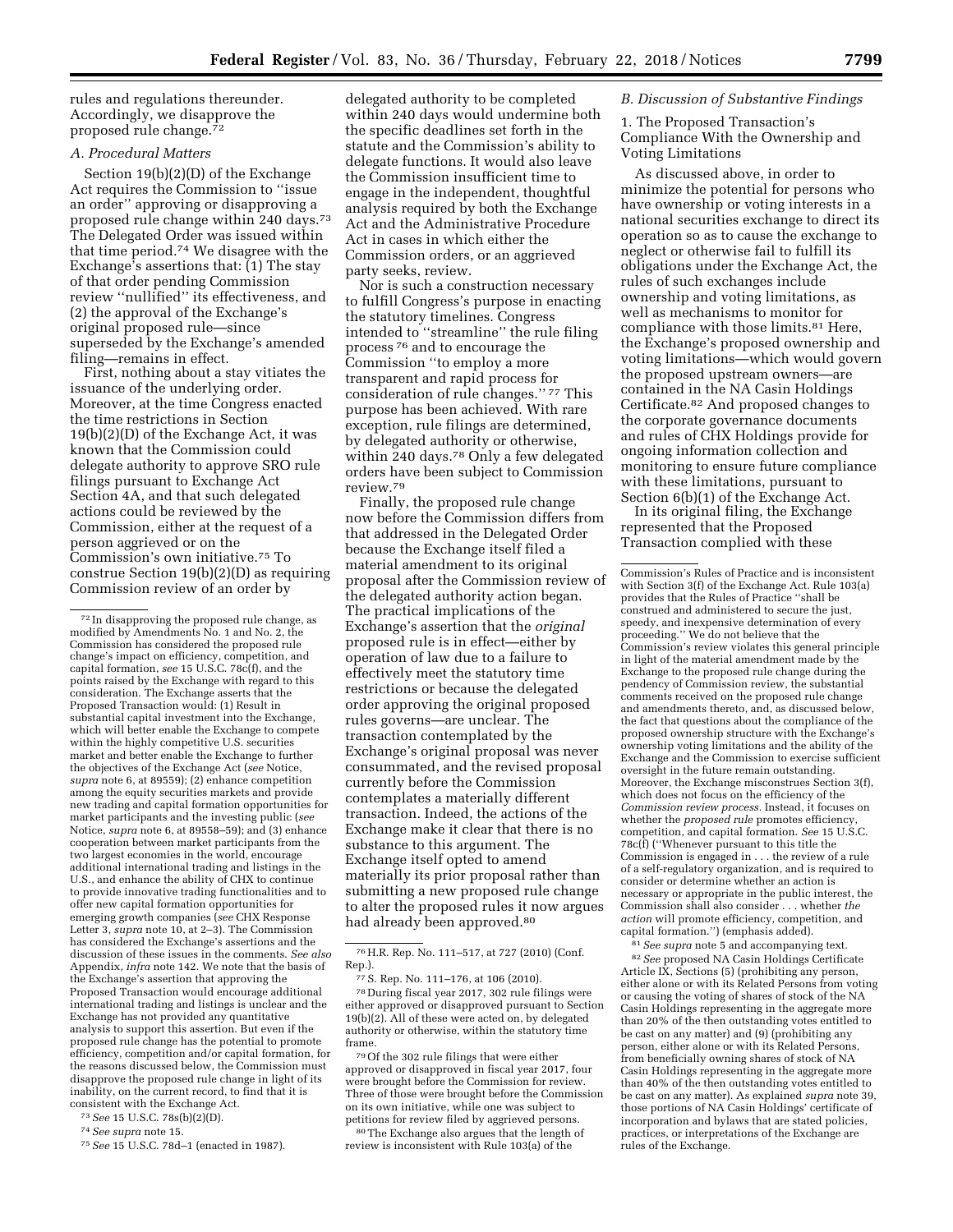rules and regulations thereunder. Accordingly, we disapprove the proposed rule change.[72]

### A. Procedural Matters

Section 19(b)(2)(D) of the Exchange Act requires the Commission to "issue an order" approving or disapproving a proposed rule change within 240 days.[73] The Delegated Order was issued within that time period.[74] We disagree with the Exchange's assertions that: (1) The stay of that order pending Commission review "nullified" its effectiveness, and (2) the approval of the Exchange's original proposed rule—since superseded by the Exchange's amended filing—remains in effect.

First, nothing about a stay vitiates the issuance of the underlying order. Moreover, at the time Congress enacted the time restrictions in Section 19(b)(2)(D) of the Exchange Act, it was known that the Commission could delegate authority to approve SRO rule filings pursuant to Exchange Act Section 4A, and that such delegated actions could be reviewed by the Commission, either at the request of a person aggrieved or on the Commission's own initiative.[75] To construe Section 19(b)(2)(D) as requiring Commission review of an order by delegated authority to be completed within 240 days would undermine both the specific deadlines set forth in the statute and the Commission's ability to delegate functions. It would also leave the Commission insufficient time to engage in the independent, thoughtful analysis required by both the Exchange Act and the Administrative Procedure Act in cases in which either the Commission orders, or an aggrieved party seeks, review.

Nor is such a construction necessary to fulfill Congress's purpose in enacting the statutory timelines. Congress intended to "streamline" the rule filing process[76] and to encourage the Commission "to employ a more transparent and rapid process for consideration of rule changes."[77] This purpose has been achieved. With rare exception, rule filings are determined, by delegated authority or otherwise, within 240 days.[78] Only a few delegated orders have been subject to Commission review.[79]

Finally, the proposed rule change now before the Commission differs from that addressed in the Delegated Order because the Exchange itself filed a material amendment to its original proposal after the Commission review of the delegated authority action began. The practical implications of the Exchange's assertion that the *original* proposed rule is in effect—either by operation of law due to a failure to effectively meet the statutory time restrictions or because the delegated order approving the original proposed rules governs—are unclear. The transaction contemplated by the Exchange's original proposal was never consummated, and the revised proposal currently before the Commission contemplates a materially different transaction. Indeed, the actions of the Exchange make it clear that there is no substance to this argument. The Exchange itself opted to amend materially its prior proposal rather than submitting a new proposed rule change to alter the proposed rules it now argues had already been approved.[80]

### B. Discussion of Substantive Findings

#### 1. The Proposed Transaction's Compliance With the Ownership and Voting Limitations

As discussed above, in order to minimize the potential for persons who have ownership or voting interests in a national securities exchange to direct its operation so as to cause the exchange to neglect or otherwise fail to fulfill its obligations under the Exchange Act, the rules of such exchanges include ownership and voting limitations, as well as mechanisms to monitor for compliance with those limits.[81] Here, the Exchange's proposed ownership and voting limitations—which would govern the proposed upstream owners—are contained in the NA Casin Holdings Certificate.[82] And proposed changes to the corporate governance documents and rules of CHX Holdings provide for ongoing information collection and monitoring to ensure future compliance with these limitations, pursuant to Section 6(b)(1) of the Exchange Act.

In its original filing, the Exchange represented that the Proposed Transaction complied with these

---

[72] In disapproving the proposed rule change, as modified by Amendments No. 1 and No. 2, the Commission has considered the proposed rule change's impact on efficiency, competition, and capital formation, *see* 15 U.S.C. 78c(f), and the points raised by the Exchange with regard to this consideration. The Exchange asserts that the Proposed Transaction would: (1) Result in substantial capital investment into the Exchange, which will better enable the Exchange to compete within the highly competitive U.S. securities market and better enable the Exchange to further the objectives of the Exchange Act (*see* Notice, *supra* note 6, at 89559); (2) enhance competition among the equity securities markets and provide new trading and capital formation opportunities for market participants and the investing public (*see* Notice, *supra* note 6, at 89558–59); and (3) enhance cooperation between market participants from the two largest economies in the world, encourage additional international trading and listings in the U.S., and enhance the ability of CHX to continue to provide innovative trading functionalities and to offer new capital formation opportunities for emerging growth companies (*see* CHX Response Letter 3, *supra* note 10, at 2–3). The Commission has considered the Exchange's assertions and the discussion of these issues in the comments. *See also* Appendix, *infra* note 142. We note that the basis of the Exchange's assertion that approving the Proposed Transaction would encourage additional international trading and listings is unclear and the Exchange has not provided any quantitative analysis to support this assertion. But even if the proposed rule change has the potential to promote efficiency, competition and/or capital formation, for the reasons discussed below, the Commission must disapprove the proposed rule change in light of its inability, on the current record, to find that it is consistent with the Exchange Act.

[73] *See* 15 U.S.C. 78s(b)(2)(D).

[74] *See supra* note 15.

[75] *See* 15 U.S.C. 78d–1 (enacted in 1987).

[76] H.R. Rep. No. 111–517, at 727 (2010) (Conf. Rep.).

[77] S. Rep. No. 111–176, at 106 (2010).

[78] During fiscal year 2017, 302 rule filings were either approved or disapproved pursuant to Section 19(b)(2). All of these were acted on, by delegated authority or otherwise, within the statutory time frame.

[79] Of the 302 rule filings that were either approved or disapproved in fiscal year 2017, four were brought before the Commission for review. Three of those were brought before the Commission on its own initiative, while one was subject to petitions for review filed by aggrieved persons.

[80] The Exchange also argues that the length of review is inconsistent with Rule 103(a) of the Commission's Rules of Practice and is inconsistent with Section 3(f) of the Exchange Act. Rule 103(a) provides that the Rules of Practice "shall be construed and administered to secure the just, speedy, and inexpensive determination of every proceeding." We do not believe that the Commission's review violates this general principle in light of the material amendment made by the Exchange to the proposed rule change during the pendency of Commission review, the substantial comments received on the proposed rule change and amendments thereto, and, as discussed below, the fact that questions about the compliance of the proposed ownership structure with the Exchange's ownership voting limitations and the ability of the Exchange and the Commission to exercise sufficient oversight in the future remain outstanding. Moreover, the Exchange misconstrues Section 3(f), which does not focus on the efficiency of the *Commission review process*. Instead, it focuses on whether the *proposed rule* promotes efficiency, competition, and capital formation. *See* 15 U.S.C. 78c(f) ("Whenever pursuant to this title the Commission is engaged in . . . the review of a rule of a self-regulatory organization, and is required to consider or determine whether an action is necessary or appropriate in the public interest, the Commission shall also consider . . . whether *the action* will promote efficiency, competition, and capital formation.") (emphasis added).

[81] *See supra* note 5 and accompanying text.

[82] *See* proposed NA Casin Holdings Certificate Article IX, Sections (5) (prohibiting any person, either alone or with its Related Persons from voting or causing the voting of shares of stock of the NA Casin Holdings representing in the aggregate more than 20% of the then outstanding votes entitled to be cast on any matter) and (9) (prohibiting any person, either alone or with its Related Persons, from beneficially owning shares of stock of NA Casin Holdings representing in the aggregate more than 40% of the then outstanding votes entitled to be cast on any matter). As explained *supra* note 39, those portions of NA Casin Holdings' certificate of incorporation and bylaws that are stated policies, practices, or interpretations of the Exchange are rules of the Exchange.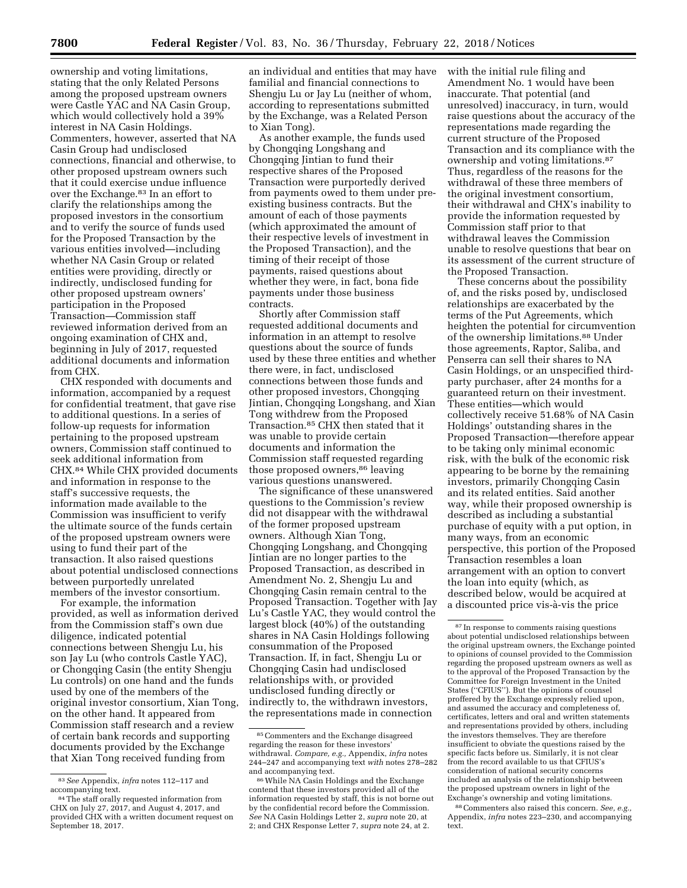ownership and voting limitations, stating that the only Related Persons among the proposed upstream owners were Castle YAC and NA Casin Group, which would collectively hold a 39% interest in NA Casin Holdings. Commenters, however, asserted that NA Casin Group had undisclosed connections, financial and otherwise, to other proposed upstream owners such that it could exercise undue influence over the Exchange.[83] In an effort to clarify the relationships among the proposed investors in the consortium and to verify the source of funds used for the Proposed Transaction by the various entities involved—including whether NA Casin Group or related entities were providing, directly or indirectly, undisclosed funding for other proposed upstream owners' participation in the Proposed Transaction—Commission staff reviewed information derived from an ongoing examination of CHX and, beginning in July of 2017, requested additional documents and information from CHX.

CHX responded with documents and information, accompanied by a request for confidential treatment, that gave rise to additional questions. In a series of follow-up requests for information pertaining to the proposed upstream owners, Commission staff continued to seek additional information from CHX.[84] While CHX provided documents and information in response to the staff's successive requests, the information made available to the Commission was insufficient to verify the ultimate source of the funds certain of the proposed upstream owners were using to fund their part of the transaction. It also raised questions about potential undisclosed connections between purportedly unrelated members of the investor consortium.

For example, the information provided, as well as information derived from the Commission staff's own due diligence, indicated potential connections between Shengju Lu, his son Jay Lu (who controls Castle YAC), or Chongqing Casin (the entity Shengju Lu controls) on one hand and the funds used by one of the members of the original investor consortium, Xian Tong, on the other hand. It appeared from Commission staff research and a review of certain bank records and supporting documents provided by the Exchange that Xian Tong received funding from an individual and entities that may have familial and financial connections to Shengju Lu or Jay Lu (neither of whom, according to representations submitted by the Exchange, was a Related Person to Xian Tong).

As another example, the funds used by Chongqing Longshang and Chongqing Jintian to fund their respective shares of the Proposed Transaction were purportedly derived from payments owed to them under pre-existing business contracts. But the amount of each of those payments (which approximated the amount of their respective levels of investment in the Proposed Transaction), and the timing of their receipt of those payments, raised questions about whether they were, in fact, bona fide payments under those business contracts.

Shortly after Commission staff requested additional documents and information in an attempt to resolve questions about the source of funds used by these three entities and whether there were, in fact, undisclosed connections between those funds and other proposed investors, Chongqing Jintian, Chongqing Longshang, and Xian Tong withdrew from the Proposed Transaction.[85] CHX then stated that it was unable to provide certain documents and information the Commission staff requested regarding those proposed owners,[86] leaving various questions unanswered.

The significance of these unanswered questions to the Commission's review did not disappear with the withdrawal of the former proposed upstream owners. Although Xian Tong, Chongqing Longshang, and Chongqing Jintian are no longer parties to the Proposed Transaction, as described in Amendment No. 2, Shengju Lu and Chongqing Casin remain central to the Proposed Transaction. Together with Jay Lu's Castle YAC, they would control the largest block (40%) of the outstanding shares in NA Casin Holdings following consummation of the Proposed Transaction. If, in fact, Shengju Lu or Chongqing Casin had undisclosed relationships with, or provided undisclosed funding directly or indirectly to, the withdrawn investors, the representations made in connection with the initial rule filing and Amendment No. 1 would have been inaccurate. That potential (and unresolved) inaccuracy, in turn, would raise questions about the accuracy of the representations made regarding the current structure of the Proposed Transaction and its compliance with the ownership and voting limitations.[87] Thus, regardless of the reasons for the withdrawal of these three members of the original investment consortium, their withdrawal and CHX's inability to provide the information requested by Commission staff prior to that withdrawal leaves the Commission unable to resolve questions that bear on its assessment of the current structure of the Proposed Transaction.

These concerns about the possibility of, and the risks posed by, undisclosed relationships are exacerbated by the terms of the Put Agreements, which heighten the potential for circumvention of the ownership limitations.[88] Under those agreements, Raptor, Saliba, and Penserra can sell their shares to NA Casin Holdings, or an unspecified third-party purchaser, after 24 months for a guaranteed return on their investment. These entities—which would collectively receive 51.68% of NA Casin Holdings' outstanding shares in the Proposed Transaction—therefore appear to be taking only minimal economic risk, with the bulk of the economic risk appearing to be borne by the remaining investors, primarily Chongqing Casin and its related entities. Said another way, while their proposed ownership is described as including a substantial purchase of equity with a put option, in many ways, from an economic perspective, this portion of the Proposed Transaction resembles a loan arrangement with an option to convert the loan into equity (which, as described below, would be acquired at a discounted price vis-à-vis the price

---

[83] *See* Appendix, *infra* notes 112–117 and accompanying text.

[84] The staff orally requested information from CHX on July 27, 2017, and August 4, 2017, and provided CHX with a written document request on September 18, 2017.

[85] Commenters and the Exchange disagreed regarding the reason for these investors' withdrawal. *Compare, e.g.,* Appendix, *infra* notes 244–247 and accompanying text *with* notes 278–282 and accompanying text.

[86] While NA Casin Holdings and the Exchange contend that these investors provided all of the information requested by staff, this is not borne out by the confidential record before the Commission. *See* NA Casin Holdings Letter 2, *supra* note 20, at 2; and CHX Response Letter 7, *supra* note 24, at 2.

[87] In response to comments raising questions about potential undisclosed relationships between the original upstream owners, the Exchange pointed to opinions of counsel provided to the Commission regarding the proposed upstream owners as well as to the approval of the Proposed Transaction by the Committee for Foreign Investment in the United States ("CFIUS"). But the opinions of counsel proffered by the Exchange expressly relied upon, and assumed the accuracy and completeness of, certificates, letters and oral and written statements and representations provided by others, including the investors themselves. They are therefore insufficient to obviate the questions raised by the specific facts before us. Similarly, it is not clear from the record available to us that CFIUS's consideration of national security concerns included an analysis of the relationship between the proposed upstream owners in light of the Exchange's ownership and voting limitations.

[88] Commenters also raised this concern. *See, e.g.,* Appendix, *infra* notes 223–230, and accompanying text.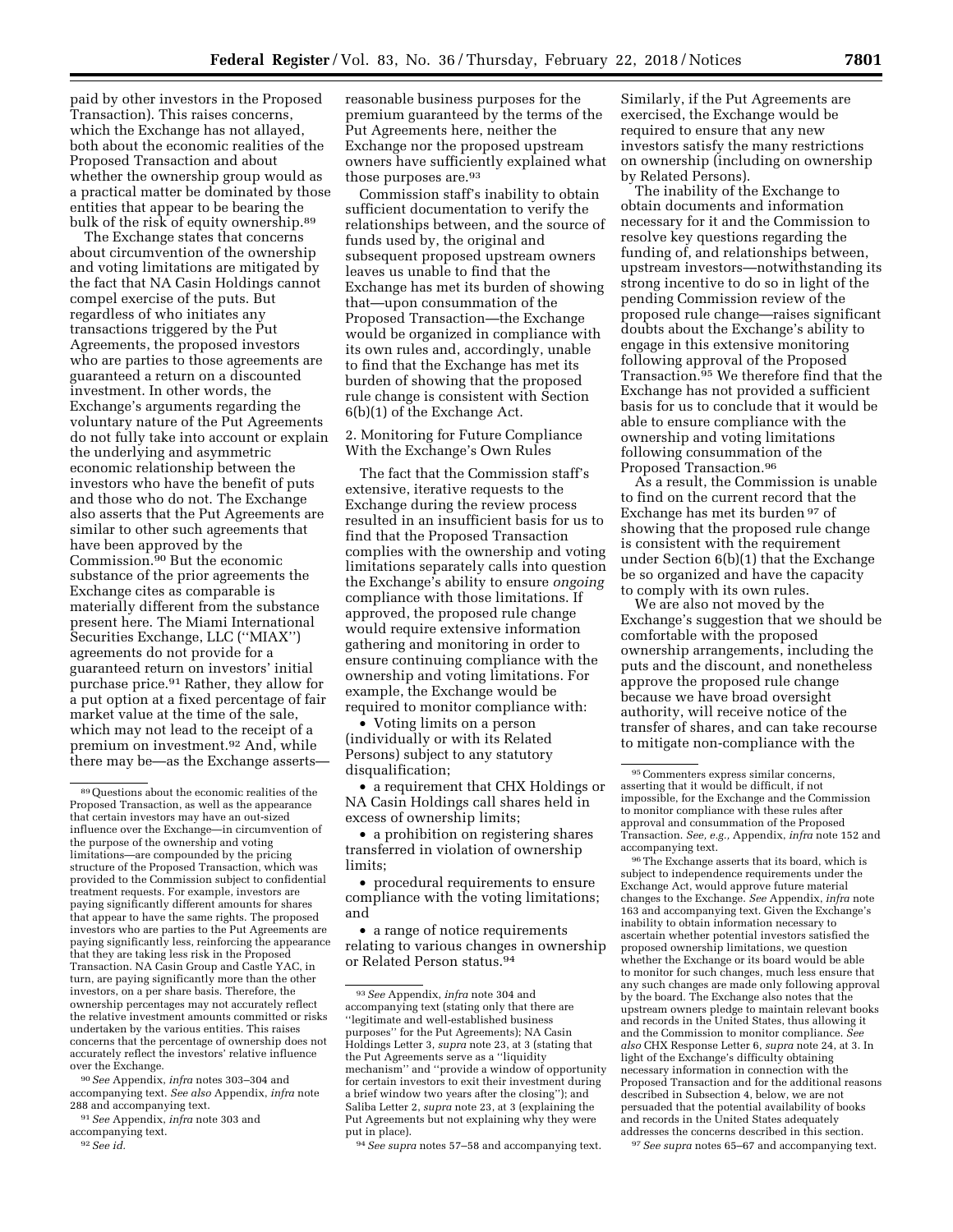paid by other investors in the Proposed Transaction). This raises concerns, which the Exchange has not allayed, both about the economic realities of the Proposed Transaction and about whether the ownership group would as a practical matter be dominated by those entities that appear to be bearing the bulk of the risk of equity ownership.[89]

The Exchange states that concerns about circumvention of the ownership and voting limitations are mitigated by the fact that NA Casin Holdings cannot compel exercise of the puts. But regardless of who initiates any transactions triggered by the Put Agreements, the proposed investors who are parties to those agreements are guaranteed a return on a discounted investment. In other words, the Exchange's arguments regarding the voluntary nature of the Put Agreements do not fully take into account or explain the underlying and asymmetric economic relationship between the investors who have the benefit of puts and those who do not. The Exchange also asserts that the Put Agreements are similar to other such agreements that have been approved by the Commission.[90] But the economic substance of the prior agreements the Exchange cites as comparable is materially different from the substance present here. The Miami International Securities Exchange, LLC (''MIAX'') agreements do not provide for a guaranteed return on investors' initial purchase price.[91] Rather, they allow for a put option at a fixed percentage of fair market value at the time of the sale, which may not lead to the receipt of a premium on investment.[92] And, while there may be—as the Exchange asserts—reasonable business purposes for the premium guaranteed by the terms of the Put Agreements here, neither the Exchange nor the proposed upstream owners have sufficiently explained what those purposes are.[93]

Commission staff's inability to obtain sufficient documentation to verify the relationships between, and the source of funds used by, the original and subsequent proposed upstream owners leaves us unable to find that the Exchange has met its burden of showing that—upon consummation of the Proposed Transaction—the Exchange would be organized in compliance with its own rules and, accordingly, unable to find that the Exchange has met its burden of showing that the proposed rule change is consistent with Section 6(b)(1) of the Exchange Act.

2. Monitoring for Future Compliance With the Exchange's Own Rules

The fact that the Commission staff's extensive, iterative requests to the Exchange during the review process resulted in an insufficient basis for us to find that the Proposed Transaction complies with the ownership and voting limitations separately calls into question the Exchange's ability to ensure *ongoing* compliance with those limitations. If approved, the proposed rule change would require extensive information gathering and monitoring in order to ensure continuing compliance with the ownership and voting limitations. For example, the Exchange would be required to monitor compliance with:

- Voting limits on a person (individually or with its Related Persons) subject to any statutory disqualification;
- a requirement that CHX Holdings or NA Casin Holdings call shares held in excess of ownership limits;
- a prohibition on registering shares transferred in violation of ownership limits;
- procedural requirements to ensure compliance with the voting limitations; and
- a range of notice requirements relating to various changes in ownership or Related Person status.[94]

Similarly, if the Put Agreements are exercised, the Exchange would be required to ensure that any new investors satisfy the many restrictions on ownership (including on ownership by Related Persons).

The inability of the Exchange to obtain documents and information necessary for it and the Commission to resolve key questions regarding the funding of, and relationships between, upstream investors—notwithstanding its strong incentive to do so in light of the pending Commission review of the proposed rule change—raises significant doubts about the Exchange's ability to engage in this extensive monitoring following approval of the Proposed Transaction.[95] We therefore find that the Exchange has not provided a sufficient basis for us to conclude that it would be able to ensure compliance with the ownership and voting limitations following consummation of the Proposed Transaction.[96]

As a result, the Commission is unable to find on the current record that the Exchange has met its burden[97] of showing that the proposed rule change is consistent with the requirement under Section 6(b)(1) that the Exchange be so organized and have the capacity to comply with its own rules.

We are also not moved by the Exchange's suggestion that we should be comfortable with the proposed ownership arrangements, including the puts and the discount, and nonetheless approve the proposed rule change because we have broad oversight authority, will receive notice of the transfer of shares, and can take recourse to mitigate non-compliance with the

---

[89] Questions about the economic realities of the Proposed Transaction, as well as the appearance that certain investors may have an out-sized influence over the Exchange—in circumvention of the purpose of the ownership and voting limitations—are compounded by the pricing structure of the Proposed Transaction, which was provided to the Commission subject to confidential treatment requests. For example, investors are paying significantly different amounts for shares that appear to have the same rights. The proposed investors who are parties to the Put Agreements are paying significantly less, reinforcing the appearance that they are taking less risk in the Proposed Transaction. NA Casin Group and Castle YAC, in turn, are paying significantly more than the other investors, on a per share basis. Therefore, the ownership percentages may not accurately reflect the relative investment amounts committed or risks undertaken by the various entities. This raises concerns that the percentage of ownership does not accurately reflect the investors' relative influence over the Exchange.

[90] *See* Appendix, *infra* notes 303–304 and accompanying text. *See also* Appendix, *infra* note 288 and accompanying text.

[91] *See* Appendix, *infra* note 303 and accompanying text.

[92] *See id.*

[93] *See* Appendix, *infra* note 304 and accompanying text (stating only that there are ''legitimate and well-established business purposes'' for the Put Agreements); NA Casin Holdings Letter 3, *supra* note 23, at 3 (stating that the Put Agreements serve as a ''liquidity mechanism'' and ''provide a window of opportunity for certain investors to exit their investment during a brief window two years after the closing''); and Saliba Letter 2, *supra* note 23, at 3 (explaining the Put Agreements but not explaining why they were put in place).

[94] *See supra* notes 57–58 and accompanying text.

[95] Commenters express similar concerns, asserting that it would be difficult, if not impossible, for the Exchange and the Commission to monitor compliance with these rules after approval and consummation of the Proposed Transaction. *See, e.g.,* Appendix, *infra* note 152 and accompanying text.

[96] The Exchange asserts that its board, which is subject to independence requirements under the Exchange Act, would approve future material changes to the Exchange. *See* Appendix, *infra* note 163 and accompanying text. Given the Exchange's inability to obtain information necessary to ascertain whether potential investors satisfied the proposed ownership limitations, we question whether the Exchange or its board would be able to monitor for such changes, much less ensure that any such changes are made only following approval by the board. The Exchange also notes that the upstream owners pledge to maintain relevant books and records in the United States, thus allowing it and the Commission to monitor compliance. *See also* CHX Response Letter 6, *supra* note 24, at 3. In light of the Exchange's difficulty obtaining necessary information in connection with the Proposed Transaction and for the additional reasons described in Subsection 4, below, we are not persuaded that the potential availability of books and records in the United States adequately addresses the concerns described in this section.

[97] *See supra* notes 65–67 and accompanying text.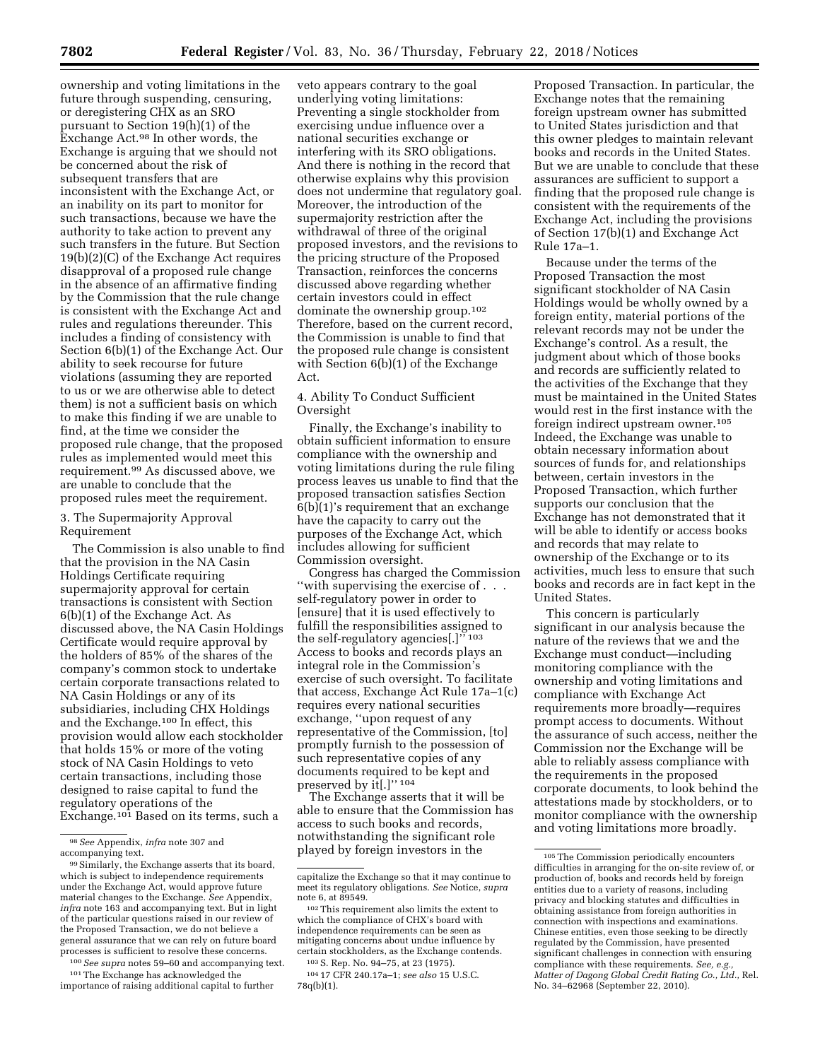ownership and voting limitations in the future through suspending, censuring, or deregistering CHX as an SRO pursuant to Section 19(h)(1) of the Exchange Act.[98] In other words, the Exchange is arguing that we should not be concerned about the risk of subsequent transfers that are inconsistent with the Exchange Act, or an inability on its part to monitor for such transactions, because we have the authority to take action to prevent any such transfers in the future. But Section 19(b)(2)(C) of the Exchange Act requires disapproval of a proposed rule change in the absence of an affirmative finding by the Commission that the rule change is consistent with the Exchange Act and rules and regulations thereunder. This includes a finding of consistency with Section 6(b)(1) of the Exchange Act. Our ability to seek recourse for future violations (assuming they are reported to us or we are otherwise able to detect them) is not a sufficient basis on which to make this finding if we are unable to find, at the time we consider the proposed rule change, that the proposed rules as implemented would meet this requirement.[99] As discussed above, we are unable to conclude that the proposed rules meet the requirement.

### 3. The Supermajority Approval Requirement

The Commission is also unable to find that the provision in the NA Casin Holdings Certificate requiring supermajority approval for certain transactions is consistent with Section 6(b)(1) of the Exchange Act. As discussed above, the NA Casin Holdings Certificate would require approval by the holders of 85% of the shares of the company's common stock to undertake certain corporate transactions related to NA Casin Holdings or any of its subsidiaries, including CHX Holdings and the Exchange.[100] In effect, this provision would allow each stockholder that holds 15% or more of the voting stock of NA Casin Holdings to veto certain transactions, including those designed to raise capital to fund the regulatory operations of the Exchange.[101] Based on its terms, such a veto appears contrary to the goal underlying voting limitations: Preventing a single stockholder from exercising undue influence over a national securities exchange or interfering with its SRO obligations. And there is nothing in the record that otherwise explains why this provision does not undermine that regulatory goal. Moreover, the introduction of the supermajority restriction after the withdrawal of three of the original proposed investors, and the revisions to the pricing structure of the Proposed Transaction, reinforces the concerns discussed above regarding whether certain investors could in effect dominate the ownership group.[102] Therefore, based on the current record, the Commission is unable to find that the proposed rule change is consistent with Section 6(b)(1) of the Exchange Act.

### 4. Ability To Conduct Sufficient Oversight

Finally, the Exchange's inability to obtain sufficient information to ensure compliance with the ownership and voting limitations during the rule filing process leaves us unable to find that the proposed transaction satisfies Section 6(b)(1)'s requirement that an exchange have the capacity to carry out the purposes of the Exchange Act, which includes allowing for sufficient Commission oversight.

Congress has charged the Commission "with supervising the exercise of . . . self-regulatory power in order to [ensure] that it is used effectively to fulfill the responsibilities assigned to the self-regulatory agencies[.]"[103] Access to books and records plays an integral role in the Commission's exercise of such oversight. To facilitate that access, Exchange Act Rule 17a–1(c) requires every national securities exchange, "upon request of any representative of the Commission, [to] promptly furnish to the possession of such representative copies of any documents required to be kept and preserved by it[.]"[104]

The Exchange asserts that it will be able to ensure that the Commission has access to such books and records, notwithstanding the significant role played by foreign investors in the Proposed Transaction. In particular, the Exchange notes that the remaining foreign upstream owner has submitted to United States jurisdiction and that this owner pledges to maintain relevant books and records in the United States. But we are unable to conclude that these assurances are sufficient to support a finding that the proposed rule change is consistent with the requirements of the Exchange Act, including the provisions of Section 17(b)(1) and Exchange Act Rule 17a–1.

Because under the terms of the Proposed Transaction the most significant stockholder of NA Casin Holdings would be wholly owned by a foreign entity, material portions of the relevant records may not be under the Exchange's control. As a result, the judgment about which of those books and records are sufficiently related to the activities of the Exchange that they must be maintained in the United States would rest in the first instance with the foreign indirect upstream owner.[105] Indeed, the Exchange was unable to obtain necessary information about sources of funds for, and relationships between, certain investors in the Proposed Transaction, which further supports our conclusion that the Exchange has not demonstrated that it will be able to identify or access books and records that may relate to ownership of the Exchange or to its activities, much less to ensure that such books and records are in fact kept in the United States.

This concern is particularly significant in our analysis because the nature of the reviews that we and the Exchange must conduct—including monitoring compliance with the ownership and voting limitations and compliance with Exchange Act requirements more broadly—requires prompt access to documents. Without the assurance of such access, neither the Commission nor the Exchange will be able to reliably assess compliance with the requirements in the proposed corporate documents, to look behind the attestations made by stockholders, or to monitor compliance with the ownership and voting limitations more broadly.

---

[98] *See* Appendix, *infra* note 307 and accompanying text.

[99] Similarly, the Exchange asserts that its board, which is subject to independence requirements under the Exchange Act, would approve future material changes to the Exchange. *See* Appendix, *infra* note 163 and accompanying text. But in light of the particular questions raised in our review of the Proposed Transaction, we do not believe a general assurance that we can rely on future board processes is sufficient to resolve these concerns.

[100] *See supra* notes 59–60 and accompanying text.

[101] The Exchange has acknowledged the importance of raising additional capital to further capitalize the Exchange so that it may continue to meet its regulatory obligations. *See* Notice, *supra* note 6, at 89549.

[102] This requirement also limits the extent to which the compliance of CHX's board with independence requirements can be seen as mitigating concerns about undue influence by certain stockholders, as the Exchange contends.

[103] S. Rep. No. 94–75, at 23 (1975).

[104] 17 CFR 240.17a–1; *see also* 15 U.S.C. 78q(b)(1).

[105] The Commission periodically encounters difficulties in arranging for the on-site review of, or production of, books and records held by foreign entities due to a variety of reasons, including privacy and blocking statutes and difficulties in obtaining assistance from foreign authorities in connection with inspections and examinations. Chinese entities, even those seeking to be directly regulated by the Commission, have presented significant challenges in connection with ensuring compliance with these requirements. *See, e.g., Matter of Dagong Global Credit Rating Co., Ltd.,* Rel. No. 34–62968 (September 22, 2010).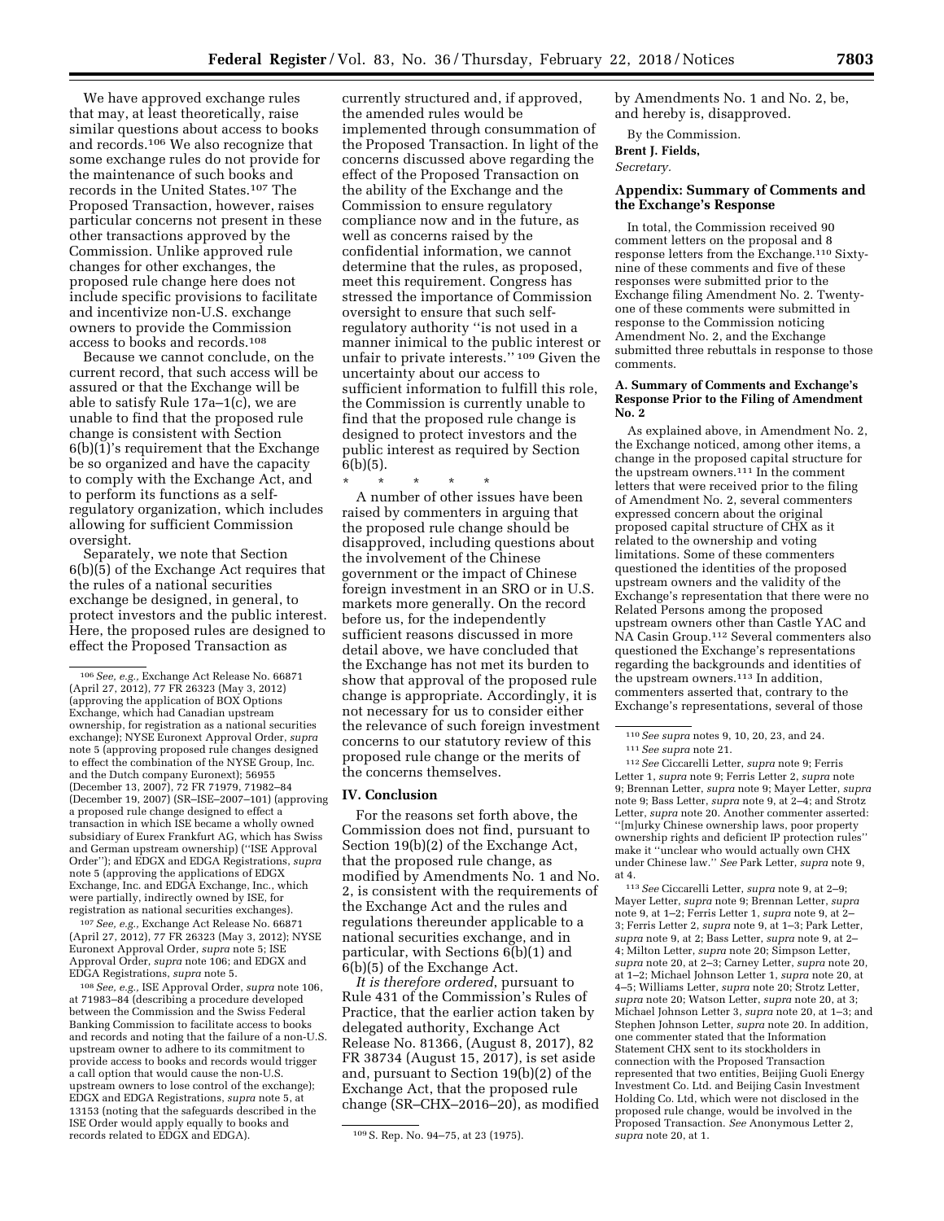We have approved exchange rules that may, at least theoretically, raise similar questions about access to books and records.[106] We also recognize that some exchange rules do not provide for the maintenance of such books and records in the United States.[107] The Proposed Transaction, however, raises particular concerns not present in these other transactions approved by the Commission. Unlike approved rule changes for other exchanges, the proposed rule change here does not include specific provisions to facilitate and incentivize non-U.S. exchange owners to provide the Commission access to books and records.[108]

Because we cannot conclude, on the current record, that such access will be assured or that the Exchange will be able to satisfy Rule 17a–1(c), we are unable to find that the proposed rule change is consistent with Section 6(b)(1)'s requirement that the Exchange be so organized and have the capacity to comply with the Exchange Act, and to perform its functions as a self-regulatory organization, which includes allowing for sufficient Commission oversight.

Separately, we note that Section 6(b)(5) of the Exchange Act requires that the rules of a national securities exchange be designed, in general, to protect investors and the public interest. Here, the proposed rules are designed to effect the Proposed Transaction as currently structured and, if approved, the amended rules would be implemented through consummation of the Proposed Transaction. In light of the concerns discussed above regarding the effect of the Proposed Transaction on the ability of the Exchange and the Commission to ensure regulatory compliance now and in the future, as well as concerns raised by the confidential information, we cannot determine that the rules, as proposed, meet this requirement. Congress has stressed the importance of Commission oversight to ensure that such self-regulatory authority "is not used in a manner inimical to the public interest or unfair to private interests."[109] Given the uncertainty about our access to sufficient information to fulfill this role, the Commission is currently unable to find that the proposed rule change is designed to protect investors and the public interest as required by Section 6(b)(5).

\* \* \* \* \*

A number of other issues have been raised by commenters in arguing that the proposed rule change should be disapproved, including questions about the involvement of the Chinese government or the impact of Chinese foreign investment in an SRO or in U.S. markets more generally. On the record before us, for the independently sufficient reasons discussed in more detail above, we have concluded that the Exchange has not met its burden to show that approval of the proposed rule change is appropriate. Accordingly, it is not necessary for us to consider either the relevance of such foreign investment concerns to our statutory review of this proposed rule change or the merits of the concerns themselves.

## IV. Conclusion

For the reasons set forth above, the Commission does not find, pursuant to Section 19(b)(2) of the Exchange Act, that the proposed rule change, as modified by Amendments No. 1 and No. 2, is consistent with the requirements of the Exchange Act and the rules and regulations thereunder applicable to a national securities exchange, and in particular, with Sections 6(b)(1) and 6(b)(5) of the Exchange Act.

*It is therefore ordered*, pursuant to Rule 431 of the Commission's Rules of Practice, that the earlier action taken by delegated authority, Exchange Act Release No. 81366, (August 8, 2017), 82 FR 38734 (August 15, 2017), is set aside and, pursuant to Section 19(b)(2) of the Exchange Act, that the proposed rule change (SR–CHX–2016–20), as modified by Amendments No. 1 and No. 2, be, and hereby is, disapproved.

By the Commission.

**Brent J. Fields,**

*Secretary.*

## Appendix: Summary of Comments and the Exchange's Response

In total, the Commission received 90 comment letters on the proposal and 8 response letters from the Exchange.[110] Sixty-nine of these comments and five of these responses were submitted prior to the Exchange filing Amendment No. 2. Twenty-one of these comments were submitted in response to the Commission noticing Amendment No. 2, and the Exchange submitted three rebuttals in response to those comments.

### A. Summary of Comments and Exchange's Response Prior to the Filing of Amendment No. 2

As explained above, in Amendment No. 2, the Exchange noticed, among other items, a change in the proposed capital structure for the upstream owners.[111] In the comment letters that were received prior to the filing of Amendment No. 2, several commenters expressed concern about the original proposed capital structure of CHX as it related to the ownership and voting limitations. Some of these commenters questioned the identities of the proposed upstream owners and the validity of the Exchange's representation that there were no Related Persons among the proposed upstream owners other than Castle YAC and NA Casin Group.[112] Several commenters also questioned the Exchange's representations regarding the backgrounds and identities of the upstream owners.[113] In addition, commenters asserted that, contrary to the Exchange's representations, several of those

---

[106] *See, e.g.*, Exchange Act Release No. 66871 (April 27, 2012), 77 FR 26323 (May 3, 2012) (approving the application of BOX Options Exchange, which had Canadian upstream ownership, for registration as a national securities exchange); NYSE Euronext Approval Order, *supra* note 5 (approving proposed rule changes designed to effect the combination of the NYSE Group, Inc. and the Dutch company Euronext); 56955 (December 13, 2007), 72 FR 71979, 71982–84 (December 19, 2007) (SR–ISE–2007–101) (approving a proposed rule change designed to effect a transaction in which ISE became a wholly owned subsidiary of Eurex Frankfurt AG, which has Swiss and German upstream ownership) ("ISE Approval Order"); and EDGX and EDGA Registrations, *supra* note 5 (approving the applications of EDGX Exchange, Inc. and EDGA Exchange, Inc., which were partially, indirectly owned by ISE, for registration as national securities exchanges).

[107] *See, e.g.*, Exchange Act Release No. 66871 (April 27, 2012), 77 FR 26323 (May 3, 2012); NYSE Euronext Approval Order, *supra* note 5; ISE Approval Order, *supra* note 106; and EDGX and EDGA Registrations, *supra* note 5.

[108] *See, e.g.*, ISE Approval Order, *supra* note 106, at 71983–84 (describing a procedure developed between the Commission and the Swiss Federal Banking Commission to facilitate access to books and records and noting that the failure of a non-U.S. upstream owner to adhere to its commitment to provide access to books and records would trigger a call option that would cause the non-U.S. upstream owners to lose control of the exchange); EDGX and EDGA Registrations, *supra* note 5, at 13153 (noting that the safeguards described in the ISE Order would apply equally to books and records related to EDGX and EDGA).

[109] S. Rep. No. 94–75, at 23 (1975).

[110] *See supra* notes 9, 10, 20, 23, and 24.

[111] *See supra* note 21.

[112] *See* Ciccarelli Letter, *supra* note 9; Ferris Letter 1, *supra* note 9; Ferris Letter 2, *supra* note 9; Brennan Letter, *supra* note 9; Mayer Letter, *supra* note 9; Bass Letter, *supra* note 9, at 2–4; and Strotz Letter, *supra* note 20. Another commenter asserted: "[m]urky Chinese ownership laws, poor property ownership rights and deficient IP protection rules" make it "unclear who would actually own CHX under Chinese law." *See* Park Letter, *supra* note 9, at 4.

[113] *See* Ciccarelli Letter, *supra* note 9, at 2–9; Mayer Letter, *supra* note 9; Brennan Letter, *supra* note 9, at 1–2; Ferris Letter 1, *supra* note 9, at 2–3; Ferris Letter 2, *supra* note 9, at 1–3; Park Letter, *supra* note 9, at 2; Bass Letter, *supra* note 9, at 2–4; Milton Letter, *supra* note 20; Simpson Letter, *supra* note 20, at 2–3; Carney Letter, *supra* note 20, at 1–2; Michael Johnson Letter 1, *supra* note 20, at 4–5; Williams Letter, *supra* note 20; Strotz Letter, *supra* note 20; Watson Letter, *supra* note 20, at 3; Michael Johnson Letter 3, *supra* note 20, at 1–3; and Stephen Johnson Letter, *supra* note 20. In addition, one commenter stated that the Information Statement CHX sent to its stockholders in connection with the Proposed Transaction represented that two entities, Beijing Guoli Energy Investment Co. Ltd. and Beijing Casin Investment Holding Co. Ltd, which were not disclosed in the proposed rule change, would be involved in the Proposed Transaction. *See* Anonymous Letter 2, *supra* note 20, at 1.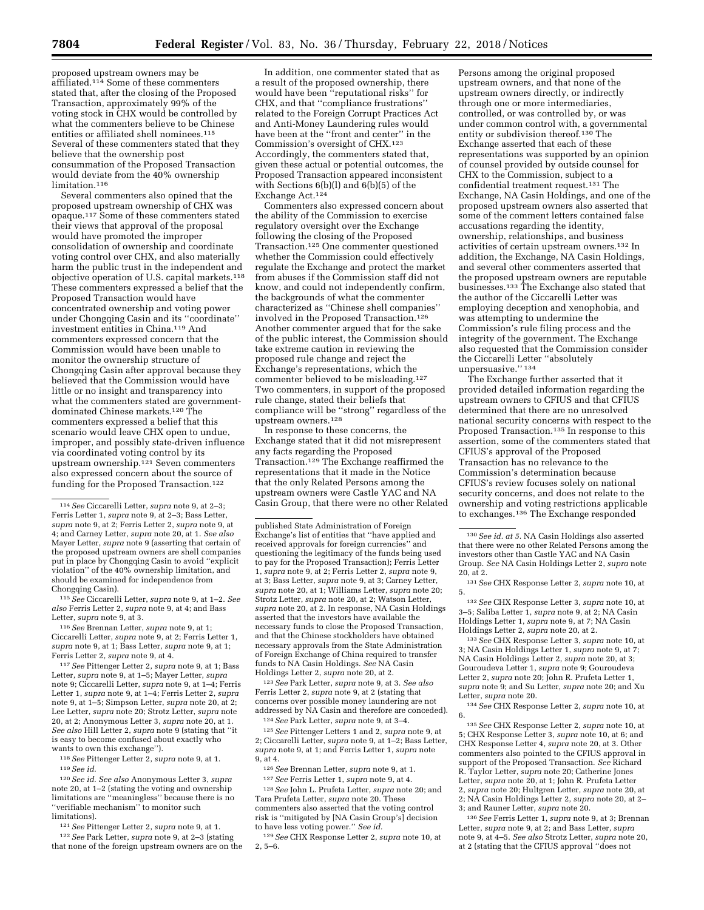proposed upstream owners may be affiliated.[114] Some of these commenters stated that, after the closing of the Proposed Transaction, approximately 99% of the voting stock in CHX would be controlled by what the commenters believe to be Chinese entities or affiliated shell nominees.[115] Several of these commenters stated that they believe that the ownership post consummation of the Proposed Transaction would deviate from the 40% ownership limitation.[116]

Several commenters also opined that the proposed upstream ownership of CHX was opaque.[117] Some of these commenters stated their views that approval of the proposal would have promoted the improper consolidation of ownership and coordinate voting control over CHX, and also materially harm the public trust in the independent and objective operation of U.S. capital markets.[118] These commenters expressed a belief that the Proposed Transaction would have concentrated ownership and voting power under Chongqing Casin and its "coordinate" investment entities in China.[119] And commenters expressed concern that the Commission would have been unable to monitor the ownership structure of Chongqing Casin after approval because they believed that the Commission would have little or no insight and transparency into what the commenters stated are government-dominated Chinese markets.[120] The commenters expressed a belief that this scenario would leave CHX open to undue, improper, and possibly state-driven influence via coordinated voting control by its upstream ownership.[121] Seven commenters also expressed concern about the source of funding for the Proposed Transaction.[122]

In addition, one commenter stated that as a result of the proposed ownership, there would have been "reputational risks" for CHX, and that "compliance frustrations" related to the Foreign Corrupt Practices Act and Anti-Money Laundering rules would have been at the "front and center" in the Commission's oversight of CHX.[123] Accordingly, the commenters stated that, given these actual or potential outcomes, the Proposed Transaction appeared inconsistent with Sections 6(b)(l) and 6(b)(5) of the Exchange Act.[124]

Commenters also expressed concern about the ability of the Commission to exercise regulatory oversight over the Exchange following the closing of the Proposed Transaction.[125] One commenter questioned whether the Commission could effectively regulate the Exchange and protect the market from abuses if the Commission staff did not know, and could not independently confirm, the backgrounds of what the commenter characterized as "Chinese shell companies" involved in the Proposed Transaction.[126] Another commenter argued that for the sake of the public interest, the Commission should take extreme caution in reviewing the proposed rule change and reject the Exchange's representations, which the commenter believed to be misleading.[127] Two commenters, in support of the proposed rule change, stated their beliefs that compliance will be "strong" regardless of the upstream owners.[128]

In response to these concerns, the Exchange stated that it did not misrepresent any facts regarding the Proposed Transaction.[129] The Exchange reaffirmed the representations that it made in the Notice that the only Related Persons among the upstream owners were Castle YAC and NA Casin Group, that there were no other Related Persons among the original proposed upstream owners, and that none of the upstream owners directly, or indirectly through one or more intermediaries, controlled, or was controlled by, or was under common control with, a governmental entity or subdivision thereof.[130] The Exchange asserted that each of these representations was supported by an opinion of counsel provided by outside counsel for CHX to the Commission, subject to a confidential treatment request.[131] The Exchange, NA Casin Holdings, and one of the proposed upstream owners also asserted that some of the comment letters contained false accusations regarding the identity, ownership, relationships, and business activities of certain upstream owners.[132] In addition, the Exchange, NA Casin Holdings, and several other commenters asserted that the proposed upstream owners are reputable businesses.[133] The Exchange also stated that the author of the Ciccarelli Letter was employing deception and xenophobia, and was attempting to undermine the Commission's rule filing process and the integrity of the government. The Exchange also requested that the Commission consider the Ciccarelli Letter "absolutely unpersuasive."[134]

The Exchange further asserted that it provided detailed information regarding the upstream owners to CFIUS and that CFIUS determined that there are no unresolved national security concerns with respect to the Proposed Transaction.[135] In response to this assertion, some of the commenters stated that CFIUS's approval of the Proposed Transaction has no relevance to the Commission's determination because CFIUS's review focuses solely on national security concerns, and does not relate to the ownership and voting restrictions applicable to exchanges.[136] The Exchange responded

---

[114] *See* Ciccarelli Letter, *supra* note 9, at 2–3; Ferris Letter 1, *supra* note 9, at 2–3; Bass Letter, *supra* note 9, at 2; Ferris Letter 2, *supra* note 9, at 4; and Carney Letter, *supra* note 20, at 1. *See also* Mayer Letter, *supra* note 9 (asserting that certain of the proposed upstream owners are shell companies put in place by Chongqing Casin to avoid "explicit violation" of the 40% ownership limitation, and should be examined for independence from Chongqing Casin).

[115] *See* Ciccarelli Letter, *supra* note 9, at 1–2. *See also* Ferris Letter 2, *supra* note 9, at 4; and Bass Letter, *supra* note 9, at 3.

[116] *See* Brennan Letter, *supra* note 9, at 1; Ciccarelli Letter, *supra* note 9, at 2; Ferris Letter 1, *supra* note 9, at 1; Bass Letter, *supra* note 9, at 1; Ferris Letter 2, *supra* note 9, at 4.

[117] *See* Pittenger Letter 2, *supra* note 9, at 1; Bass Letter, *supra* note 9, at 1–5; Mayer Letter, *supra* note 9; Ciccarelli Letter, *supra* note 9, at 1–4; Ferris Letter 1, *supra* note 9, at 1–4; Ferris Letter 2, *supra* note 9, at 1–5; Simpson Letter, *supra* note 20, at 2; Lee Letter, *supra* note 20; Strotz Letter, *supra* note 20, at 2; Anonymous Letter 3, *supra* note 20, at 1. *See also* Hill Letter 2, *supra* note 9 (stating that "it is easy to become confused about exactly who wants to own this exchange").

[118] *See* Pittenger Letter 2, *supra* note 9, at 1.

[119] *See id.*

[120] *See id. See also* Anonymous Letter 3, *supra* note 20, at 1–2 (stating the voting and ownership limitations are "meaningless" because there is no "verifiable mechanism" to monitor such limitations).

[121] *See* Pittenger Letter 2, *supra* note 9, at 1.

[122] *See* Park Letter, *supra* note 9, at 2–3 (stating that none of the foreign upstream owners are on the published State Administration of Foreign Exchange's list of entities that "have applied and received approvals for foreign currencies" and questioning the legitimacy of the funds being used to pay for the Proposed Transaction); Ferris Letter 1, *supra* note 9, at 2; Ferris Letter 2, *supra* note 9, at 3; Bass Letter, *supra* note 9, at 3; Carney Letter, *supra* note 20, at 1; Williams Letter, *supra* note 20; Strotz Letter, *supra* note 20, at 2; Watson Letter, *supra* note 20, at 2. In response, NA Casin Holdings asserted that the investors have available the necessary funds to close the Proposed Transaction, and that the Chinese stockholders have obtained necessary approvals from the State Administration of Foreign Exchange of China required to transfer funds to NA Casin Holdings. *See* NA Casin Holdings Letter 2, *supra* note 20, at 2.

[123] *See* Park Letter, *supra* note 9, at 3. *See also* Ferris Letter 2, *supra* note 9, at 2 (stating that concerns over possible money laundering are not addressed by NA Casin and therefore are conceded).

[124] *See* Park Letter, *supra* note 9, at 3–4.

[125] *See* Pittenger Letters 1 and 2, *supra* note 9, at 2; Ciccarelli Letter, *supra* note 9, at 1–2; Bass Letter, *supra* note 9, at 1; and Ferris Letter 1, *supra* note 9, at 4.

[126] *See* Brennan Letter, *supra* note 9, at 1.

[127] *See* Ferris Letter 1, *supra* note 9, at 4.

[128] *See* John L. Prufeta Letter, *supra* note 20; and Tara Prufeta Letter, *supra* note 20. These commenters also asserted that the voting control risk is "mitigated by [NA Casin Group's] decision to have less voting power." *See id.*

[129] *See* CHX Response Letter 2, *supra* note 10, at 2, 5–6.

[130] *See id. at 5.* NA Casin Holdings also asserted that there were no other Related Persons among the investors other than Castle YAC and NA Casin Group. *See* NA Casin Holdings Letter 2, *supra* note 20, at 2.

[131] *See* CHX Response Letter 2, *supra* note 10, at 5.

[132] *See* CHX Response Letter 3, *supra* note 10, at 3–5; Saliba Letter 1, *supra* note 9, at 2; NA Casin Holdings Letter 1, *supra* note 9, at 7; NA Casin Holdings Letter 2, *supra* note 20, at 2.

[133] *See* CHX Response Letter 3, *supra* note 10, at 3; NA Casin Holdings Letter 1, *supra* note 9, at 7; NA Casin Holdings Letter 2, *supra* note 20, at 3; Gouroudeva Letter 1, *supra* note 9; Gouroudeva Letter 2, *supra* note 20; John R. Prufeta Letter 1, *supra* note 9; and Su Letter, *supra* note 20; and Xu Letter, *supra* note 20.

[134] *See* CHX Response Letter 2, *supra* note 10, at 6.

[135] *See* CHX Response Letter 2, *supra* note 10, at 5; CHX Response Letter 3, *supra* note 10, at 6; and CHX Response Letter 4, *supra* note 20, at 3. Other commenters also pointed to the CFIUS approval in support of the Proposed Transaction. *See* Richard R. Taylor Letter, *supra* note 20; Catherine Jones Letter, *supra* note 20, at 1; John R. Prufeta Letter 2, *supra* note 20; Hultgren Letter, *supra* note 20, at 2; NA Casin Holdings Letter 2, *supra* note 20, at 2–3; and Rauner Letter, *supra* note 20.

[136] *See* Ferris Letter 1, *supra* note 9, at 3; Brennan Letter, *supra* note 9, at 2; and Bass Letter, *supra* note 9, at 4–5. *See also* Strotz Letter, *supra* note 20, at 2 (stating that the CFIUS approval "does not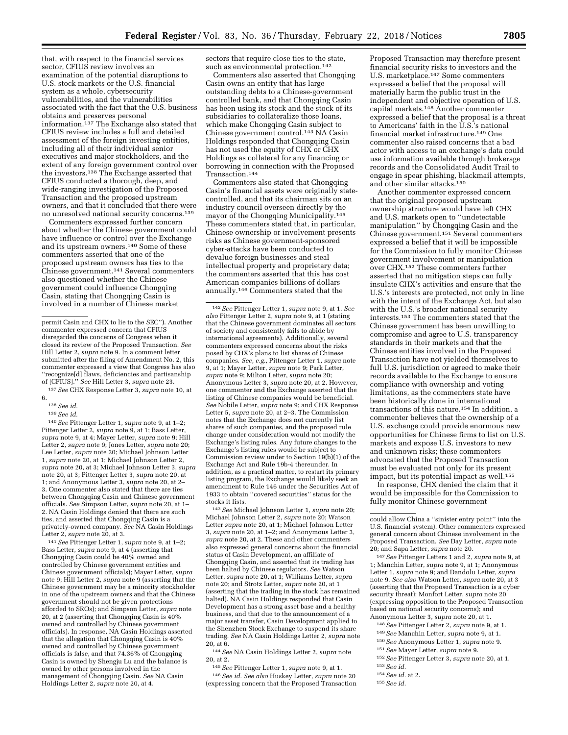that, with respect to the financial services sector, CFIUS review involves an examination of the potential disruptions to U.S. stock markets or the U.S. financial system as a whole, cybersecurity vulnerabilities, and the vulnerabilities associated with the fact that the U.S. business obtains and preserves personal information.[137] The Exchange also stated that CFIUS review includes a full and detailed assessment of the foreign investing entities, including all of their individual senior executives and major stockholders, and the extent of any foreign government control over the investors.[138] The Exchange asserted that CFIUS conducted a thorough, deep, and wide-ranging investigation of the Proposed Transaction and the proposed upstream owners, and that it concluded that there were no unresolved national security concerns.[139]

Commenters expressed further concern about whether the Chinese government could have influence or control over the Exchange and its upstream owners.[140] Some of these commenters asserted that one of the proposed upstream owners has ties to the Chinese government.[141] Several commenters also questioned whether the Chinese government could influence Chongqing Casin, stating that Chongqing Casin is involved in a number of Chinese market sectors that require close ties to the state, such as environmental protection.[142]

Commenters also asserted that Chongqing Casin owns an entity that has large outstanding debts to a Chinese-government controlled bank, and that Chongqing Casin has been using its stock and the stock of its subsidiaries to collateralize those loans, which make Chongqing Casin subject to Chinese government control.[143] NA Casin Holdings responded that Chongqing Casin has not used the equity of CHX or CHX Holdings as collateral for any financing or borrowing in connection with the Proposed Transaction.[144]

Commenters also stated that Chongqing Casin's financial assets were originally state-controlled, and that its chairman sits on an industry council overseen directly by the mayor of the Chongqing Municipality.[145] These commenters stated that, in particular, Chinese ownership or involvement presents risks as Chinese government-sponsored cyber-attacks have been conducted to devalue foreign businesses and steal intellectual property and proprietary data; the commenters asserted that this has cost American companies billions of dollars annually.[146] Commenters stated that the Proposed Transaction may therefore present financial security risks to investors and the U.S. marketplace.[147] Some commenters expressed a belief that the proposal will materially harm the public trust in the independent and objective operation of U.S. capital markets.[148] Another commenter expressed a belief that the proposal is a threat to Americans' faith in the U.S.'s national financial market infrastructure.[149] One commenter also raised concerns that a bad actor with access to an exchange's data could use information available through brokerage records and the Consolidated Audit Trail to engage in spear phishing, blackmail attempts, and other similar attacks.[150]

Another commenter expressed concern that the original proposed upstream ownership structure would have left CHX and U.S. markets open to ''undetectable manipulation'' by Chongqing Casin and the Chinese government.[151] Several commenters expressed a belief that it will be impossible for the Commission to fully monitor Chinese government involvement or manipulation over CHX.[152] These commenters further asserted that no mitigation steps can fully insulate CHX's activities and ensure that the U.S.'s interests are protected, not only in line with the intent of the Exchange Act, but also with the U.S.'s broader national security interests.[153] The commenters stated that the Chinese government has been unwilling to compromise and agree to U.S. transparency standards in their markets and that the Chinese entities involved in the Proposed Transaction have not yielded themselves to full U.S. jurisdiction or agreed to make their records available to the Exchange to ensure compliance with ownership and voting limitations, as the commenters state have been historically done in international transactions of this nature.[154] In addition, a commenter believes that the ownership of a U.S. exchange could provide enormous new opportunities for Chinese firms to list on U.S. markets and expose U.S. investors to new and unknown risks; these commenters advocated that the Proposed Transaction must be evaluated not only for its present impact, but its potential impact as well.[155]

In response, CHX denied the claim that it would be impossible for the Commission to fully monitor Chinese government

---

permit Casin and CHX to lie to the SEC''). Another commenter expressed concern that CFIUS disregarded the concerns of Congress when it closed its review of the Proposed Transaction. *See* Hill Letter 2, *supra* note 9. In a comment letter submitted after the filing of Amendment No. 2, this commenter expressed a view that Congress has also ''recognize[d] flaws, deficiencies and partisanship of [CFIUS].'' *See* Hill Letter 3, *supra* note 23.

[137] *See* CHX Response Letter 3, *supra* note 10, at 6.

[138] *See id.*

[139] *See id.*

[140] *See* Pittenger Letter 1, *supra* note 9, at 1–2; Pittenger Letter 2, *supra* note 9, at 1; Bass Letter, *supra* note 9, at 4; Mayer Letter, *supra* note 9; Hill Letter 2, *supra* note 9; Jones Letter, *supra* note 20; Lee Letter, *supra* note 20; Michael Johnson Letter 1, *supra* note 20, at 1; Michael Johnson Letter 2, *supra* note 20, at 3; Michael Johnson Letter 3, *supra* note 20, at 3; Pittenger Letter 3, *supra* note 20, at 1; and Anonymous Letter 3, *supra* note 20, at 2–3. One commenter also stated that there are ties between Chongqing Casin and Chinese government officials. *See* Simpson Letter, *supra* note 20, at 1–2. NA Casin Holdings denied that there are such ties, and asserted that Chongqing Casin is a privately-owned company. *See* NA Casin Holdings Letter 2, *supra* note 20, at 3.

[141] *See* Pittenger Letter 1, *supra* note 9, at 1–2; Bass Letter, *supra* note 9, at 4 (asserting that Chongqing Casin could be 40% owned and controlled by Chinese government entities and Chinese government officials); Mayer Letter, *supra* note 9; Hill Letter 2, *supra* note 9 (asserting that the Chinese government may be a minority stockholder in one of the upstream owners and that the Chinese government should not be given protections afforded to SROs); and Simpson Letter, *supra* note 20, at 2 (asserting that Chongqing Casin is 40% owned and controlled by Chinese government officials). In response, NA Casin Holdings asserted that the allegation that Chongqing Casin is 40% owned and controlled by Chinese government officials is false, and that 74.36% of Chongqing Casin is owned by Shengju Lu and the balance is owned by other persons involved in the management of Chongqing Casin. *See* NA Casin Holdings Letter 2, *supra* note 20, at 4.

[142] *See* Pittenger Letter 1, *supra* note 9, at 1. *See also* Pittenger Letter 2, *supra* note 9, at 1 (stating that the Chinese government dominates all sectors of society and consistently fails to abide by international agreements). Additionally, several commenters expressed concerns about the risks posed by CHX's plans to list shares of Chinese companies. *See, e.g.,* Pittenger Letter 1, *supra* note 9, at 1; Mayer Letter, *supra* note 9; Park Letter, *supra* note 9; Milton Letter, *supra* note 20; Anonymous Letter 3, *supra* note 20, at 2. However, one commenter and the Exchange asserted that the listing of Chinese companies would be beneficial. *See* Nobile Letter, *supra* note 9; and CHX Response Letter 5, *supra* note 20, at 2–3. The Commission notes that the Exchange does not currently list shares of such companies, and the proposed rule change under consideration would not modify the Exchange's listing rules. Any future changes to the Exchange's listing rules would be subject to Commission review under to Section 19(b)(1) of the Exchange Act and Rule 19b-4 thereunder. In addition, as a practical matter, to restart its primary listing program, the Exchange would likely seek an amendment to Rule 146 under the Securities Act of 1933 to obtain ''covered securities'' status for the stocks it lists.

[143] *See* Michael Johnson Letter 1, *supra* note 20; Michael Johnson Letter 2, *supra* note 20; Watson Letter *supra* note 20, at 1; Michael Johnson Letter 3, *supra* note 20, at 1–2; and Anonymous Letter 3, *supra* note 20, at 2. These and other commenters also expressed general concerns about the financial status of Casin Development, an affiliate of Chongqing Casin, and asserted that its trading has been halted by Chinese regulators. *See* Watson Letter, *supra* note 20, at 1; Williams Letter, *supra* note 20; and Strotz Letter, *supra* note 20, at 1 (asserting that the trading in the stock has remained halted). NA Casin Holdings responded that Casin Development has a strong asset base and a healthy business, and that due to the announcement of a major asset transfer, Casin Development applied to the Shenzhen Stock Exchange to suspend its share trading. *See* NA Casin Holdings Letter 2, *supra* note 20, at 6.

[144] *See* NA Casin Holdings Letter 2, *supra* note 20, at 2.

[145] *See* Pittenger Letter 1, *supra* note 9, at 1.

[146] *See id. See also* Huskey Letter, *supra* note 20 (expressing concern that the Proposed Transaction could allow China a ''sinister entry point'' into the U.S. financial system). Other commenters expressed general concern about Chinese involvement in the Proposed Transaction. *See* Day Letter, *supra* note 20; and Sapa Letter, *supra* note 20.

[147] *See* Pittenger Letters 1 and 2, *supra* note 9, at 1; Manchin Letter, *supra* note 9; Anonymous Letter 1, *supra* note 9; and Dandolu Letter, *supra* note 9. *See also* Watson Letter, *supra* note 20, at 3 (asserting that the Proposed Transaction is a cyber security threat); Monfort Letter, *supra* note 20 (expressing opposition to the Proposed Transaction based on national security concerns); and Anonymous Letter 3, *supra* note 20, at 1.

[148] *See* Pittenger Letter 2, *supra* note 9, at 1.

[149] *See* Manchin Letter, *supra* note 9, at 1.

[150] *See* Anonymous Letter 1, *supra* note 9.

[151] *See* Mayer Letter, *supra* note 9.

[152] *See* Pittenger Letter 3, *supra* note 20, at 1.

[153] *See id.*

[154] *See id.* at 2.

[155] *See id.*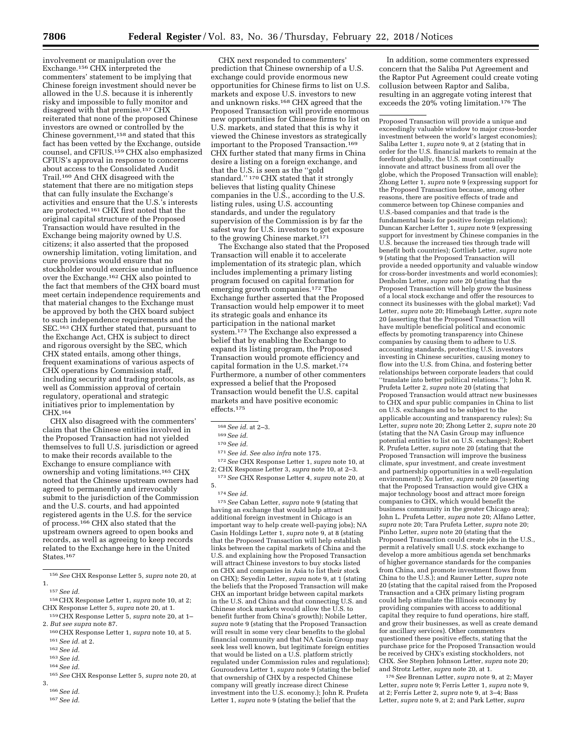involvement or manipulation over the Exchange.[156] CHX interpreted the commenters' statement to be implying that Chinese foreign investment should never be allowed in the U.S. because it is inherently risky and impossible to fully monitor and disagreed with that premise.[157] CHX reiterated that none of the proposed Chinese investors are owned or controlled by the Chinese government,[158] and stated that this fact has been vetted by the Exchange, outside counsel, and CFIUS.[159] CHX also emphasized CFIUS's approval in response to concerns about access to the Consolidated Audit Trail.[160] And CHX disagreed with the statement that there are no mitigation steps that can fully insulate the Exchange's activities and ensure that the U.S.'s interests are protected.[161] CHX first noted that the original capital structure of the Proposed Transaction would have resulted in the Exchange being majority owned by U.S. citizens; it also asserted that the proposed ownership limitation, voting limitation, and cure provisions would ensure that no stockholder would exercise undue influence over the Exchange.[162] CHX also pointed to the fact that members of the CHX board must meet certain independence requirements and that material changes to the Exchange must be approved by both the CHX board subject to such independence requirements and the SEC.[163] CHX further stated that, pursuant to the Exchange Act, CHX is subject to direct and rigorous oversight by the SEC, which CHX stated entails, among other things, frequent examinations of various aspects of CHX operations by Commission staff, including security and trading protocols, as well as Commission approval of certain regulatory, operational and strategic initiatives prior to implementation by CHX.[164]

CHX also disagreed with the commenters' claim that the Chinese entities involved in the Proposed Transaction had not yielded themselves to full U.S. jurisdiction or agreed to make their records available to the Exchange to ensure compliance with ownership and voting limitations.[165] CHX noted that the Chinese upstream owners had agreed to permanently and irrevocably submit to the jurisdiction of the Commission and the U.S. courts, and had appointed registered agents in the U.S. for the service of process.[166] CHX also stated that the upstream owners agreed to open books and records, as well as agreeing to keep records related to the Exchange here in the United States.[167]

CHX next responded to commenters' prediction that Chinese ownership of a U.S. exchange could provide enormous new opportunities for Chinese firms to list on U.S. markets and expose U.S. investors to new and unknown risks.[168] CHX agreed that the Proposed Transaction will provide enormous new opportunities for Chinese firms to list on U.S. markets, and stated that this is why it viewed the Chinese investors as strategically important to the Proposed Transaction.[169] CHX further stated that many firms in China desire a listing on a foreign exchange, and that the U.S. is seen as the "gold standard." [170] CHX stated that it strongly believes that listing quality Chinese companies in the U.S., according to the U.S. listing rules, using U.S. accounting standards, and under the regulatory supervision of the Commission is by far the safest way for U.S. investors to get exposure to the growing Chinese market.[171]

The Exchange also stated that the Proposed Transaction will enable it to accelerate implementation of its strategic plan, which includes implementing a primary listing program focused on capital formation for emerging growth companies.[172] The Exchange further asserted that the Proposed Transaction would help empower it to meet its strategic goals and enhance its participation in the national market system.[173] The Exchange also expressed a belief that by enabling the Exchange to expand its listing program, the Proposed Transaction would promote efficiency and capital formation in the U.S. market.[174] Furthermore, a number of other commenters expressed a belief that the Proposed Transaction would benefit the U.S. capital markets and have positive economic effects.[175]

In addition, some commenters expressed concern that the Saliba Put Agreement and the Raptor Put Agreement could create voting collusion between Raptor and Saliba, resulting in an aggregate voting interest that exceeds the 20% voting limitation.[176] The

---

[156] *See* CHX Response Letter 5, *supra* note 20, at 1.

[157] *See id.*

[158] CHX Response Letter 1, *supra* note 10, at 2; CHX Response Letter 5, *supra* note 20, at 1.

[159] CHX Response Letter 5, *supra* note 20, at 1–2. *But see supra* note 87.

[160] CHX Response Letter 1, *supra* note 10, at 5.

[161] *See id.* at 2.

[162] *See id.*

[163] *See id.*

[164] *See id.*

[165] *See* CHX Response Letter 5, *supra* note 20, at 3.

[166] *See id.*

[167] *See id.*

[168] *See id.* at 2–3.

[169] *See id.*

[170] *See id.*

[171] *See id. See also infra* note 175.

[172] *See* CHX Response Letter 1, *supra* note 10, at 2; CHX Response Letter 3, *supra* note 10, at 2–3.

[173] *See* CHX Response Letter 4, *supra* note 20, at 5.

[174] *See id.*

[175] *See* Caban Letter, *supra* note 9 (stating that having an exchange that would help attract additional foreign investment in Chicago is an important way to help create well-paying jobs); NA Casin Holdings Letter 1, *supra* note 9, at 8 (stating that the Proposed Transaction will help establish links between the capital markets of China and the U.S. and explaining how the Proposed Transaction will attract Chinese investors to buy stocks listed on CHX and companies in Asia to list their stock on CHX); Seyedin Letter, *supra* note 9, at 1 (stating the beliefs that the Proposed Transaction will make CHX an important bridge between capital markets in the U.S. and China and that connecting U.S. and Chinese stock markets would allow the U.S. to benefit further from China's growth); Nobile Letter, *supra* note 9 (stating that the Proposed Transaction will result in some very clear benefits to the global financial community and that NA Casin Group may seek less well known, but legitimate foreign entities that would be listed on a U.S. platform strictly regulated under Commission rules and regulations); Gouroudeva Letter 1, *supra* note 9 (stating the belief that ownership of CHX by a respected Chinese company will greatly increase direct Chinese investment into the U.S. economy.); John R. Prufeta Letter 1, *supra* note 9 (stating the belief that the Proposed Transaction will provide a unique and exceedingly valuable window to major cross-border investment between the world's largest economies); Saliba Letter 1, *supra* note 9, at 2 (stating that in order for the U.S. financial markets to remain at the forefront globally, the U.S. must continually innovate and attract business from all over the globe, which the Proposed Transaction will enable); Zhong Letter 1, *supra* note 9 (expressing support for the Proposed Transaction because, among other reasons, there are positive effects of trade and commerce between top Chinese companies and U.S.-based companies and that trade is the fundamental basis for positive foreign relations); Duncan Karcher Letter 1, *supra* note 9 (expressing support for investment by Chinese companies in the U.S. because the increased ties through trade will benefit both countries); Gottlieb Letter, *supra* note 9 (stating that the Proposed Transaction will provide a needed opportunity and valuable window for cross-border investments and world economies); Denholm Letter, *supra* note 20 (stating that the Proposed Transaction will help grow the business of a local stock exchange and offer the resources to connect its businesses with the global market); Vad Letter, *supra* note 20; Himebaugh Letter, *supra* note 20 (asserting that the Proposed Transaction will have multiple beneficial political and economic effects by promoting transparency into Chinese companies by causing them to adhere to U.S. accounting standards, protecting U.S. investors investing in Chinese securities, causing money to flow into the U.S. from China, and fostering better relationships between corporate leaders that could "translate into better political relations."); John R. Prufeta Letter 2, *supra* note 20 (stating that Proposed Transaction would attract new businesses to CHX and spur public companies in China to list on U.S. exchanges and to be subject to the applicable accounting and transparency rules); Su Letter, *supra* note 20; Zhong Letter 2, *supra* note 20 (stating that the NA Casin Group may influence potential entities to list on U.S. exchanges); Robert R. Prufeta Letter, *supra* note 20 (stating that the Proposed Transaction will improve the business climate, spur investment, and create investment and partnership opportunities in a well-regulation environment); Xu Letter, *supra* note 20 (asserting that the Proposed Transaction would give CHX a major technology boost and attract more foreign companies to CHX, which would benefit the business community in the greater Chicago area); John L. Prufeta Letter, *supra* note 20; Alfano Letter, *supra* note 20; Tara Prufeta Letter, *supra* note 20; Pinho Letter, *supra* note 20 (stating that the Proposed Transaction could create jobs in the U.S., permit a relatively small U.S. stock exchange to develop a more ambitious agenda set benchmarks of higher governance standards for the companies from China, and promote investment flows from China to the U.S.); and Rauner Letter, *supra* note 20 (stating that the capital raised from the Proposed Transaction and a CHX primary listing program could help stimulate the Illinois economy by providing companies with access to additional capital they require to fund operations, hire staff, and grow their businesses, as well as create demand for ancillary services). Other commenters questioned these positive effects, stating that the purchase price for the Proposed Transaction would be received by CHX's existing stockholders, not CHX. *See* Stephen Johnson Letter, *supra* note 20; and Strotz Letter, *supra* note 20, at 1.

[176] *See* Brennan Letter, *supra* note 9, at 2; Mayer Letter, *supra* note 9; Ferris Letter 1, *supra* note 9, at 2; Ferris Letter 2, *supra* note 9, at 3–4; Bass Letter, *supra* note 9, at 2; and Park Letter, *supra*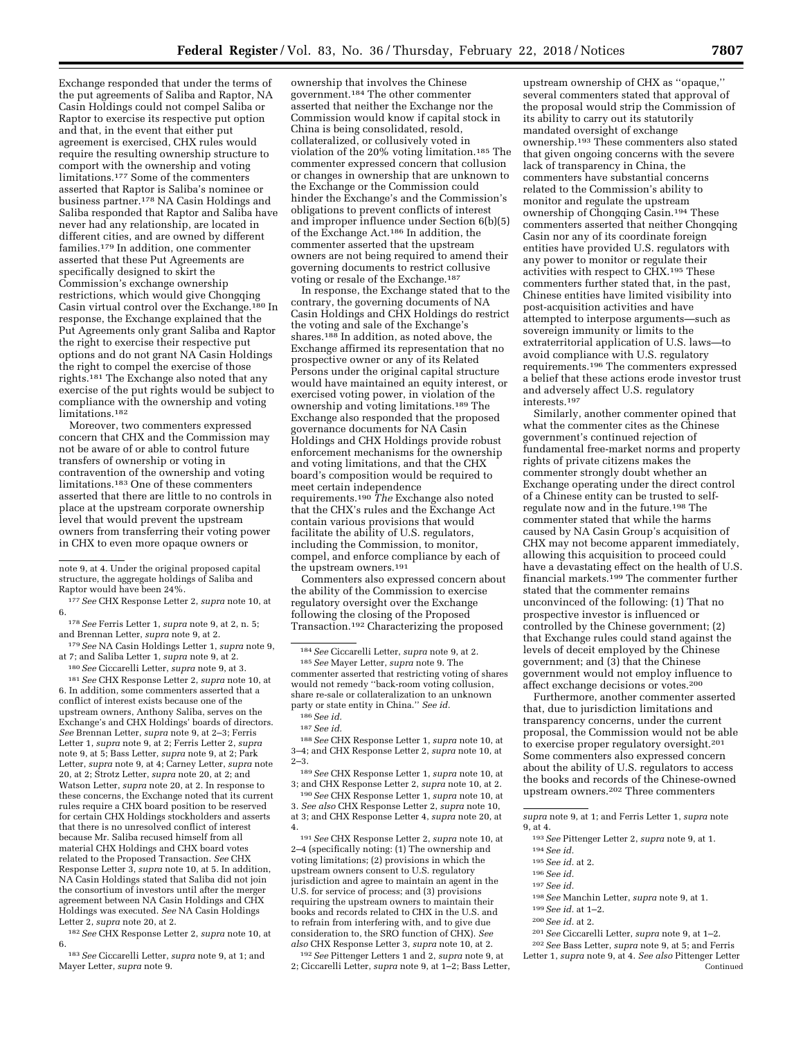Exchange responded that under the terms of the put agreements of Saliba and Raptor, NA Casin Holdings could not compel Saliba or Raptor to exercise its respective put option and that, in the event that either put agreement is exercised, CHX rules would require the resulting ownership structure to comport with the ownership and voting limitations.[177] Some of the commenters asserted that Raptor is Saliba's nominee or business partner.[178] NA Casin Holdings and Saliba responded that Raptor and Saliba have never had any relationship, are located in different cities, and are owned by different families.[179] In addition, one commenter asserted that these Put Agreements are specifically designed to skirt the Commission's exchange ownership restrictions, which would give Chongqing Casin virtual control over the Exchange.[180] In response, the Exchange explained that the Put Agreements only grant Saliba and Raptor the right to exercise their respective put options and do not grant NA Casin Holdings the right to compel the exercise of those rights.[181] The Exchange also noted that any exercise of the put rights would be subject to compliance with the ownership and voting limitations.[182]

Moreover, two commenters expressed concern that CHX and the Commission may not be aware of or able to control future transfers of ownership or voting in contravention of the ownership and voting limitations.[183] One of these commenters asserted that there are little to no controls in place at the upstream corporate ownership level that would prevent the upstream owners from transferring their voting power in CHX to even more opaque owners or ownership that involves the Chinese government.[184] The other commenter asserted that neither the Exchange nor the Commission would know if capital stock in China is being consolidated, resold, collateralized, or collusively voted in violation of the 20% voting limitation.[185] The commenter expressed concern that collusion or changes in ownership that are unknown to the Exchange or the Commission could hinder the Exchange's and the Commission's obligations to prevent conflicts of interest and improper influence under Section 6(b)(5) of the Exchange Act.[186] In addition, the commenter asserted that the upstream owners are not being required to amend their governing documents to restrict collusive voting or resale of the Exchange.[187]

In response, the Exchange stated that to the contrary, the governing documents of NA Casin Holdings and CHX Holdings do restrict the voting and sale of the Exchange's shares.[188] In addition, as noted above, the Exchange affirmed its representation that no prospective owner or any of its Related Persons under the original capital structure would have maintained an equity interest, or exercised voting power, in violation of the ownership and voting limitations.[189] The Exchange also responded that the proposed governance documents for NA Casin Holdings and CHX Holdings provide robust enforcement mechanisms for the ownership and voting limitations, and that the CHX board's composition would be required to meet certain independence requirements.[190] *The* Exchange also noted that the CHX's rules and the Exchange Act contain various provisions that would facilitate the ability of U.S. regulators, including the Commission, to monitor, compel, and enforce compliance by each of the upstream owners.[191]

Commenters also expressed concern about the ability of the Commission to exercise regulatory oversight over the Exchange following the closing of the Proposed Transaction.[192] Characterizing the proposed upstream ownership of CHX as "opaque," several commenters stated that approval of the proposal would strip the Commission of its ability to carry out its statutorily mandated oversight of exchange ownership.[193] These commenters also stated that given ongoing concerns with the severe lack of transparency in China, the commenters have substantial concerns related to the Commission's ability to monitor and regulate the upstream ownership of Chongqing Casin.[194] These commenters asserted that neither Chongqing Casin nor any of its coordinate foreign entities have provided U.S. regulators with any power to monitor or regulate their activities with respect to CHX.[195] These commenters further stated that, in the past, Chinese entities have limited visibility into post-acquisition activities and have attempted to interpose arguments—such as sovereign immunity or limits to the extraterritorial application of U.S. laws—to avoid compliance with U.S. regulatory requirements.[196] The commenters expressed a belief that these actions erode investor trust and adversely affect U.S. regulatory interests.[197]

Similarly, another commenter opined that what the commenter cites as the Chinese government's continued rejection of fundamental free-market norms and property rights of private citizens makes the commenter strongly doubt whether an Exchange operating under the direct control of a Chinese entity can be trusted to self-regulate now and in the future.[198] The commenter stated that while the harms caused by NA Casin Group's acquisition of CHX may not become apparent immediately, allowing this acquisition to proceed could have a devastating effect on the health of U.S. financial markets.[199] The commenter further stated that the commenter remains unconvinced of the following: (1) That no prospective investor is influenced or controlled by the Chinese government; (2) that Exchange rules could stand against the levels of deceit employed by the Chinese government; and (3) that the Chinese government would not employ influence to affect exchange decisions or votes.[200]

Furthermore, another commenter asserted that, due to jurisdiction limitations and transparency concerns, under the current proposal, the Commission would not be able to exercise proper regulatory oversight.[201] Some commenters also expressed concern about the ability of U.S. regulators to access the books and records of the Chinese-owned upstream owners.[202] Three commenters

---

note 9, at 4. Under the original proposed capital structure, the aggregate holdings of Saliba and Raptor would have been 24%.

[177] *See* CHX Response Letter 2, *supra* note 10, at 6.

[178] *See* Ferris Letter 1, *supra* note 9, at 2, n. 5; and Brennan Letter, *supra* note 9, at 2.

[179] *See* NA Casin Holdings Letter 1, *supra* note 9, at 7; and Saliba Letter 1, *supra* note 9, at 2.

[180] *See* Ciccarelli Letter, *supra* note 9, at 3.

[181] *See* CHX Response Letter 2, *supra* note 10, at 6. In addition, some commenters asserted that a conflict of interest exists because one of the upstream owners, Anthony Saliba, serves on the Exchange's and CHX Holdings' boards of directors. *See* Brennan Letter, *supra* note 9, at 2–3; Ferris Letter 1, *supra* note 9, at 2; Ferris Letter 2, *supra* note 9, at 5; Bass Letter, *supra* note 9, at 2; Park Letter, *supra* note 9, at 4; Carney Letter, *supra* note 20, at 2; Strotz Letter, *supra* note 20, at 2; and Watson Letter, *supra* note 20, at 2. In response to these concerns, the Exchange noted that its current rules require a CHX board position to be reserved for certain CHX Holdings stockholders and asserts that there is no unresolved conflict of interest because Mr. Saliba recused himself from all material CHX Holdings and CHX board votes related to the Proposed Transaction. *See* CHX Response Letter 3, *supra* note 10, at 5. In addition, NA Casin Holdings stated that Saliba did not join the consortium of investors until after the merger agreement between NA Casin Holdings and CHX Holdings was executed. *See* NA Casin Holdings Letter 2, *supra* note 20, at 2.

[182] *See* CHX Response Letter 2, *supra* note 10, at 6.

[183] *See* Ciccarelli Letter, *supra* note 9, at 1; and Mayer Letter, *supra* note 9.

[184] *See* Ciccarelli Letter, *supra* note 9, at 2.

[185] *See* Mayer Letter, *supra* note 9. The commenter asserted that restricting voting of shares would not remedy "back-room voting collusion, share re-sale or collateralization to an unknown party or state entity in China." *See id.*

[186] *See id.*

[187] *See id.*

[188] *See* CHX Response Letter 1, *supra* note 10, at 3–4; and CHX Response Letter 2, *supra* note 10, at 2–3.

[189] *See* CHX Response Letter 1, *supra* note 10, at 3; and CHX Response Letter 2, *supra* note 10, at 2.

[190] *See* CHX Response Letter 1, *supra* note 10, at 3. *See also* CHX Response Letter 2, *supra* note 10, at 3; and CHX Response Letter 4, *supra* note 20, at 4.

[191] *See* CHX Response Letter 2, *supra* note 10, at 2–4 (specifically noting: (1) The ownership and voting limitations; (2) provisions in which the upstream owners consent to U.S. regulatory jurisdiction and agree to maintain an agent in the U.S. for service of process; and (3) provisions requiring the upstream owners to maintain their books and records related to CHX in the U.S. and to refrain from interfering with, and to give due consideration to, the SRO function of CHX). *See also* CHX Response Letter 3, *supra* note 10, at 2.

[192] *See* Pittenger Letters 1 and 2, *supra* note 9, at 2; Ciccarelli Letter, *supra* note 9, at 1–2; Bass Letter, *supra* note 9, at 1; and Ferris Letter 1, *supra* note 9, at 4.

[193] *See* Pittenger Letter 2, *supra* note 9, at 1.

[194] *See id.*

[195] *See id.* at 2.

[196] *See id.*

[197] *See id.*

[198] *See* Manchin Letter, *supra* note 9, at 1.

[199] *See id.* at 1–2.

[200] *See id.* at 2.

[201] *See* Ciccarelli Letter, *supra* note 9, at 1–2.

[202] *See* Bass Letter, *supra* note 9, at 5; and Ferris Letter 1, *supra* note 9, at 4. *See also* Pittenger Letter

Continued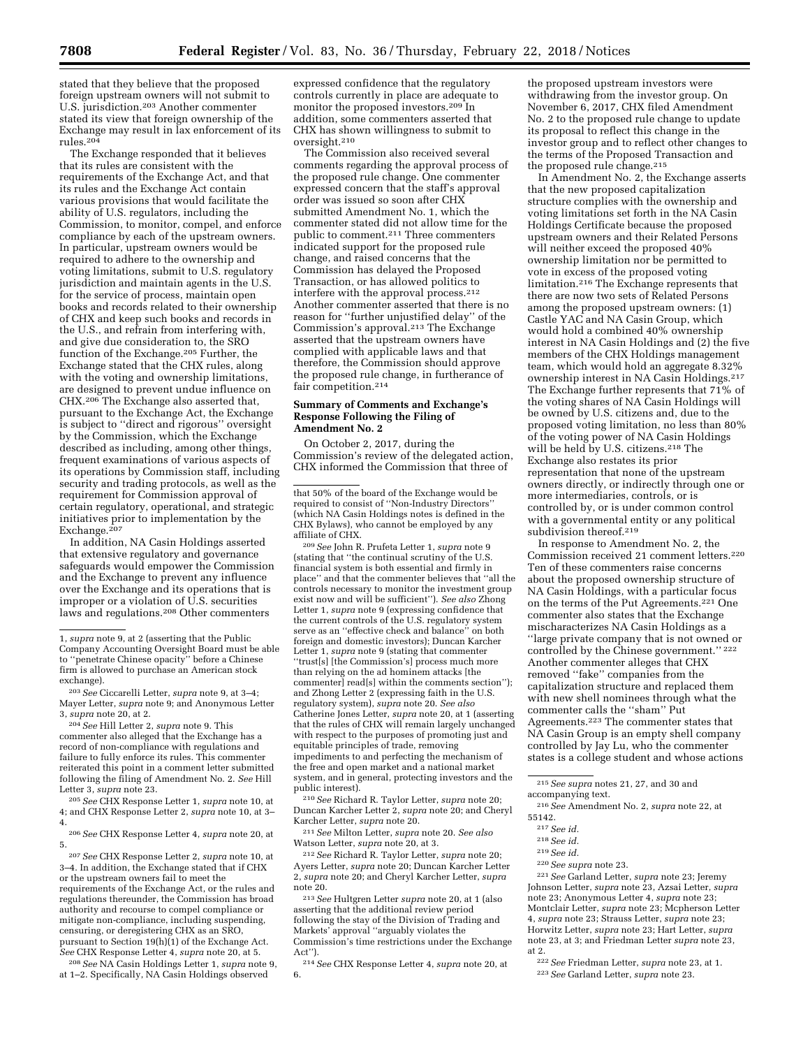stated that they believe that the proposed foreign upstream owners will not submit to U.S. jurisdiction.[203] Another commenter stated its view that foreign ownership of the Exchange may result in lax enforcement of its rules.[204]

The Exchange responded that it believes that its rules are consistent with the requirements of the Exchange Act, and that its rules and the Exchange Act contain various provisions that would facilitate the ability of U.S. regulators, including the Commission, to monitor, compel, and enforce compliance by each of the upstream owners. In particular, upstream owners would be required to adhere to the ownership and voting limitations, submit to U.S. regulatory jurisdiction and maintain agents in the U.S. for the service of process, maintain open books and records related to their ownership of CHX and keep such books and records in the U.S., and refrain from interfering with, and give due consideration to, the SRO function of the Exchange.[205] Further, the Exchange stated that the CHX rules, along with the voting and ownership limitations, are designed to prevent undue influence on CHX.[206] The Exchange also asserted that, pursuant to the Exchange Act, the Exchange is subject to "direct and rigorous" oversight by the Commission, which the Exchange described as including, among other things, frequent examinations of various aspects of its operations by Commission staff, including security and trading protocols, as well as the requirement for Commission approval of certain regulatory, operational, and strategic initiatives prior to implementation by the Exchange.[207]

In addition, NA Casin Holdings asserted that extensive regulatory and governance safeguards would empower the Commission and the Exchange to prevent any influence over the Exchange and its operations that is improper or a violation of U.S. securities laws and regulations.[208] Other commenters expressed confidence that the regulatory controls currently in place are adequate to monitor the proposed investors.[209] In addition, some commenters asserted that CHX has shown willingness to submit to oversight.[210]

The Commission also received several comments regarding the approval process of the proposed rule change. One commenter expressed concern that the staff's approval order was issued so soon after CHX submitted Amendment No. 1, which the commenter stated did not allow time for the public to comment.[211] Three commenters indicated support for the proposed rule change, and raised concerns that the Commission has delayed the Proposed Transaction, or has allowed politics to interfere with the approval process.[212] Another commenter asserted that there is no reason for "further unjustified delay" of the Commission's approval.[213] The Exchange asserted that the upstream owners have complied with applicable laws and that therefore, the Commission should approve the proposed rule change, in furtherance of fair competition.[214]

### Summary of Comments and Exchange's Response Following the Filing of Amendment No. 2

On October 2, 2017, during the Commission's review of the delegated action, CHX informed the Commission that three of the proposed upstream investors were withdrawing from the investor group. On November 6, 2017, CHX filed Amendment No. 2 to the proposed rule change to update its proposal to reflect this change in the investor group and to reflect other changes to the terms of the Proposed Transaction and the proposed rule change.[215]

In Amendment No. 2, the Exchange asserts that the new proposed capitalization structure complies with the ownership and voting limitations set forth in the NA Casin Holdings Certificate because the proposed upstream owners and their Related Persons will neither exceed the proposed 40% ownership limitation nor be permitted to vote in excess of the proposed voting limitation.[216] The Exchange represents that there are now two sets of Related Persons among the proposed upstream owners: (1) Castle YAC and NA Casin Group, which would hold a combined 40% ownership interest in NA Casin Holdings and (2) the five members of the CHX Holdings management team, which would hold an aggregate 8.32% ownership interest in NA Casin Holdings.[217] The Exchange further represents that 71% of the voting shares of NA Casin Holdings will be owned by U.S. citizens and, due to the proposed voting limitation, no less than 80% of the voting power of NA Casin Holdings will be held by U.S. citizens.[218] The Exchange also restates its prior representation that none of the upstream owners directly, or indirectly through one or more intermediaries, controls, or is controlled by, or is under common control with a governmental entity or any political subdivision thereof.[219]

In response to Amendment No. 2, the Commission received 21 comment letters.[220] Ten of these commenters raise concerns about the proposed ownership structure of NA Casin Holdings, with a particular focus on the terms of the Put Agreements.[221] One commenter also states that the Exchange mischaracterizes NA Casin Holdings as a "large private company that is not owned or controlled by the Chinese government." [222] Another commenter alleges that CHX removed "fake" companies from the capitalization structure and replaced them with new shell nominees through what the commenter calls the "sham" Put Agreements.[223] The commenter states that NA Casin Group is an empty shell company controlled by Jay Lu, who the commenter states is a college student and whose actions

---

1, *supra* note 9, at 2 (asserting that the Public Company Accounting Oversight Board must be able to "penetrate Chinese opacity" before a Chinese firm is allowed to purchase an American stock exchange).

[203] *See* Ciccarelli Letter, *supra* note 9, at 3–4; Mayer Letter, *supra* note 9; and Anonymous Letter 3, *supra* note 20, at 2.

[204] *See* Hill Letter 2, *supra* note 9. This commenter also alleged that the Exchange has a record of non-compliance with regulations and failure to fully enforce its rules. This commenter reiterated this point in a comment letter submitted following the filing of Amendment No. 2. *See* Hill Letter 3, *supra* note 23.

[205] *See* CHX Response Letter 1, *supra* note 10, at 4; and CHX Response Letter 2, *supra* note 10, at 3–4.

[206] *See* CHX Response Letter 4, *supra* note 20, at 5.

[207] *See* CHX Response Letter 2, *supra* note 10, at 3–4. In addition, the Exchange stated that if CHX or the upstream owners fail to meet the requirements of the Exchange Act, or the rules and regulations thereunder, the Commission has broad authority and recourse to compel compliance or mitigate non-compliance, including suspending, censuring, or deregistering CHX as an SRO, pursuant to Section 19(h)(1) of the Exchange Act. *See* CHX Response Letter 4, *supra* note 20, at 5.

[208] *See* NA Casin Holdings Letter 1, *supra* note 9, at 1–2. Specifically, NA Casin Holdings observed that 50% of the board of the Exchange would be required to consist of "Non-Industry Directors" (which NA Casin Holdings notes is defined in the CHX Bylaws), who cannot be employed by any affiliate of CHX.

[209] *See* John R. Prufeta Letter 1, *supra* note 9 (stating that "the continual scrutiny of the U.S. financial system is both essential and firmly in place" and that the commenter believes that "all the controls necessary to monitor the investment group exist now and will be sufficient"). *See also* Zhong Letter 1, *supra* note 9 (expressing confidence that the current controls of the U.S. regulatory system serve as an "effective check and balance" on both foreign and domestic investors); Duncan Karcher Letter 1, *supra* note 9 (stating that commenter "trust[s] [the Commission's] process much more than relying on the ad hominem attacks [the commenter] read[s] within the comments section"); and Zhong Letter 2 (expressing faith in the U.S. regulatory system), *supra* note 20. *See also* Catherine Jones Letter, *supra* note 20, at 1 (asserting that the rules of CHX will remain largely unchanged with respect to the purposes of promoting just and equitable principles of trade, removing impediments to and perfecting the mechanism of the free and open market and a national market system, and in general, protecting investors and the public interest).

[210] *See* Richard R. Taylor Letter, *supra* note 20; Duncan Karcher Letter 2, *supra* note 20; and Cheryl Karcher Letter, *supra* note 20.

[211] *See* Milton Letter, *supra* note 20. *See also* Watson Letter, *supra* note 20, at 3.

[212] *See* Richard R. Taylor Letter, *supra* note 20; Ayers Letter, *supra* note 20; Duncan Karcher Letter 2, *supra* note 20; and Cheryl Karcher Letter, *supra* note 20.

[213] *See* Hultgren Letter *supra* note 20, at 1 (also asserting that the additional review period following the stay of the Division of Trading and Markets' approval "arguably violates the Commission's time restrictions under the Exchange Act").

[214] *See* CHX Response Letter 4, *supra* note 20, at 6.

[215] *See supra* notes 21, 27, and 30 and accompanying text.

[216] *See* Amendment No. 2, *supra* note 22, at 55142.

[217] *See id.*

[218] *See id.*

[219] *See id.*

[220] *See supra* note 23.

[221] *See* Garland Letter, *supra* note 23; Jeremy Johnson Letter, *supra* note 23, Azsai Letter, *supra* note 23; Anonymous Letter 4, *supra* note 23; Montclair Letter, *supra* note 23; Mcpherson Letter 4, *supra* note 23; Strauss Letter, *supra* note 23; Horwitz Letter, *supra* note 23; Hart Letter, *supra* note 23, at 3; and Friedman Letter *supra* note 23, at 2.

[222] *See* Friedman Letter, *supra* note 23, at 1.

[223] *See* Garland Letter, *supra* note 23.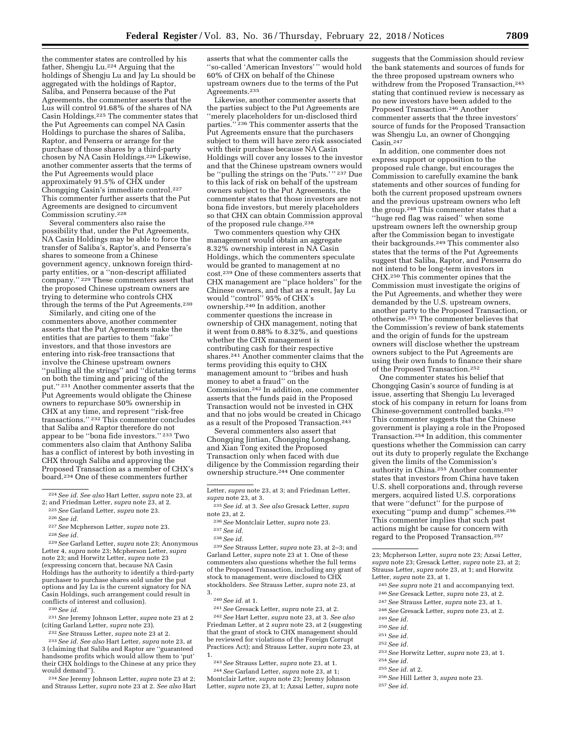the commenter states are controlled by his father, Shengju Lu.[224] Arguing that the holdings of Shengju Lu and Jay Lu should be aggregated with the holdings of Raptor, Saliba, and Penserra because of the Put Agreements, the commenter asserts that the Lus will control 91.68% of the shares of NA Casin Holdings.[225] The commenter states that the Put Agreements can compel NA Casin Holdings to purchase the shares of Saliba, Raptor, and Penserra or arrange for the purchase of those shares by a third-party chosen by NA Casin Holdings.[226] Likewise, another commenter asserts that the terms of the Put Agreements would place approximately 91.5% of CHX under Chongqing Casin's immediate control.[227] This commenter further asserts that the Put Agreements are designed to circumvent Commission scrutiny.[228]

Several commenters also raise the possibility that, under the Put Agreements, NA Casin Holdings may be able to force the transfer of Saliba's, Raptor's, and Penserra's shares to someone from a Chinese government agency, unknown foreign third-party entities, or a ''non-descript affiliated company.'' [229] These commenters assert that the proposed Chinese upstream owners are trying to determine who controls CHX through the terms of the Put Agreements.[230]

Similarly, and citing one of the commenters above, another commenter asserts that the Put Agreements make the entities that are parties to them ''fake'' investors, and that those investors are entering into risk-free transactions that involve the Chinese upstream owners ''pulling all the strings'' and ''dictating terms on both the timing and pricing of the put.'' [231] Another commenter asserts that the Put Agreements would obligate the Chinese owners to repurchase 50% ownership in CHX at any time, and represent ''risk-free transactions.'' [232] This commenter concludes that Saliba and Raptor therefore do not appear to be ''bona fide investors.'' [233] Two commenters also claim that Anthony Saliba has a conflict of interest by both investing in CHX through Saliba and approving the Proposed Transaction as a member of CHX's board.[234] One of these commenters further asserts that what the commenter calls the ''so-called 'American Investors' '' would hold 60% of CHX on behalf of the Chinese upstream owners due to the terms of the Put Agreements.[235]

Likewise, another commenter asserts that the parties subject to the Put Agreements are ''merely placeholders for un-disclosed third parties.'' [236] This commenter asserts that the Put Agreements ensure that the purchasers subject to them will have zero risk associated with their purchase because NA Casin Holdings will cover any losses to the investor and that the Chinese upstream owners would be ''pulling the strings on the 'Puts.' '' [237] Due to this lack of risk on behalf of the upstream owners subject to the Put Agreements, the commenter states that those investors are not bona fide investors, but merely placeholders so that CHX can obtain Commission approval of the proposed rule change.[238]

Two commenters question why CHX management would obtain an aggregate 8.32% ownership interest in NA Casin Holdings, which the commenters speculate would be granted to management at no cost.[239] One of these commenters asserts that CHX management are ''place holders'' for the Chinese owners, and that as a result, Jay Lu would ''control'' 95% of CHX's ownership.[240] In addition, another commenter questions the increase in ownership of CHX management, noting that it went from 0.88% to 8.32%, and questions whether the CHX management is contributing cash for their respective shares.[241] Another commenter claims that the terms providing this equity to CHX management amount to ''bribes and hush money to abet a fraud'' on the Commission.[242] In addition, one commenter asserts that the funds paid in the Proposed Transaction would not be invested in CHX and that no jobs would be created in Chicago as a result of the Proposed Transaction.[243]

Several commenters also assert that Chongqing Jintian, Chongqing Longshang, and Xian Tong exited the Proposed Transaction only when faced with due diligence by the Commission regarding their ownership structure.[244] One commenter suggests that the Commission should review the bank statements and sources of funds for the three proposed upstream owners who withdrew from the Proposed Transaction,[245] stating that continued review is necessary as no new investors have been added to the Proposed Transaction.[246] Another commenter asserts that the three investors' source of funds for the Proposed Transaction was Shengju Lu, an owner of Chongqing Casin.[247]

In addition, one commenter does not express support or opposition to the proposed rule change, but encourages the Commission to carefully examine the bank statements and other sources of funding for both the current proposed upstream owners and the previous upstream owners who left the group.[248] This commenter states that a ''huge red flag was raised'' when some upstream owners left the ownership group after the Commission began to investigate their backgrounds.[249] This commenter also states that the terms of the Put Agreements suggest that Saliba, Raptor, and Penserra do not intend to be long-term investors in CHX.[250] This commenter opines that the Commission must investigate the origins of the Put Agreements, and whether they were demanded by the U.S. upstream owners, another party to the Proposed Transaction, or otherwise.[251] The commenter believes that the Commission's review of bank statements and the origin of funds for the upstream owners will disclose whether the upstream owners subject to the Put Agreements are using their own funds to finance their share of the Proposed Transaction.[252]

One commenter states his belief that Chongqing Casin's source of funding is at issue, asserting that Shengju Lu leveraged stock of his company in return for loans from Chinese-government controlled banks.[253] This commenter suggests that the Chinese government is playing a role in the Proposed Transaction.[254] In addition, this commenter questions whether the Commission can carry out its duty to properly regulate the Exchange given the limits of the Commission's authority in China.[255] Another commenter states that investors from China have taken U.S. shell corporations and, through reverse mergers, acquired listed U.S. corporations that were ''defunct'' for the purpose of executing ''pump and dump'' schemes.[256] This commenter implies that such past actions might be cause for concern with regard to the Proposed Transaction.[257]

---

[224] *See id. See also* Hart Letter, *supra* note 23, at 2; and Friedman Letter, *supra* note 23, at 2.

[225] *See* Garland Letter, *supra* note 23.

[226] *See id.*

[227] *See* Mcpherson Letter, *supra* note 23.

[228] *See id.*

[229] *See* Garland Letter, *supra* note 23; Anonymous Letter 4, *supra* note 23; Mcpherson Letter, *supra* note 23; and Horwitz Letter, *supra* note 23 (expressing concern that, because NA Casin Holdings has the authority to identify a third-party purchaser to purchase shares sold under the put options and Jay Lu is the current signatory for NA Casin Holdings, such arrangement could result in conflicts of interest and collusion).

[230] *See id.*

[231] *See* Jeremy Johnson Letter, *supra* note 23 at 2 (citing Garland Letter, *supra* note 23).

[232] *See* Strauss Letter, *supra* note 23 at 2.

[233] *See id. See also* Hart Letter, *supra* note 23, at 3 (claiming that Saliba and Raptor are ''guaranteed handsome profits which would allow them to 'put' their CHX holdings to the Chinese at any price they would demand'').

[234] *See* Jeremy Johnson Letter, *supra* note 23 at 2; and Strauss Letter, *supra* note 23 at 2. *See also* Hart Letter, *supra* note 23, at 3; and Friedman Letter, *supra* note 23, at 3.

[235] *See id.* at 3. *See also* Gresack Letter, *supra* note 23, at 2.

[236] *See* Montclair Letter, *supra* note 23.

[237] *See id.*

[238] *See id.*

[239] *See* Strauss Letter, *supra* note 23, at 2–3; and Garland Letter, *supra* note 23 at 1. One of these commenters also questions whether the full terms of the Proposed Transaction, including any grant of stock to management, were disclosed to CHX stockholders. *See* Strauss Letter, *supra* note 23, at 3.

[240] *See id.* at 1.

[241] *See* Gresack Letter, *supra* note 23, at 2.

[242] *See* Hart Letter, *supra* note 23, at 3. *See also* Friedman Letter, at 2 *supra* note 23, at 2 (suggesting that the grant of stock to CHX management should be reviewed for violations of the Foreign Corrupt Practices Act); and Strauss Letter, *supra* note 23, at 1.

[243] *See* Strauss Letter, *supra* note 23, at 1.

[244] *See* Garland Letter, *supra* note 23, at 1; Montclair Letter, *supra* note 23; Jeremy Johnson Letter, *supra* note 23, at 1; Azsai Letter, *supra* note 23; Mcpherson Letter, *supra* note 23; Azsai Letter, *supra* note 23; Gresack Letter, *supra* note 23, at 2; Strauss Letter, *supra* note 23, at 1; and Horwitz Letter, *supra* note 23, at 1.

[245] *See supra* note 21 and accompanying text.

[246] *See* Gresack Letter, *supra* note 23, at 2.

[247] *See* Strauss Letter, *supra* note 23, at 1.

[248] *See* Gresack Letter, *supra* note 23, at 2.

[249] *See id.*

[250] *See id.*

[251] *See id.*

[252] *See id.*

[253] *See* Horwitz Letter, *supra* note 23, at 1.

[254] *See id.*

[255] *See id.* at 2.

[256] *See* Hill Letter 3, *supra* note 23.

[257] *See id.*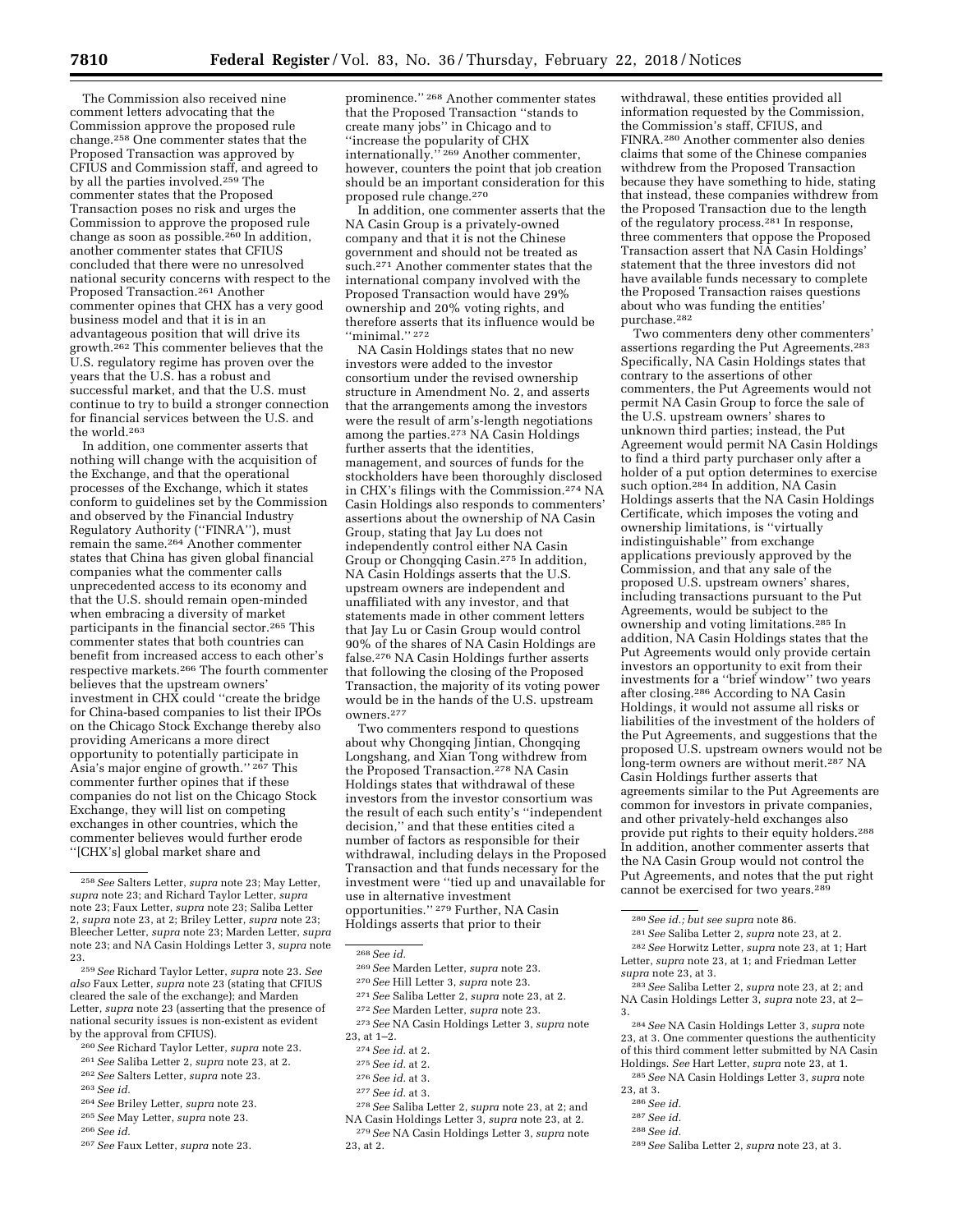The Commission also received nine comment letters advocating that the Commission approve the proposed rule change.[258] One commenter states that the Proposed Transaction was approved by CFIUS and Commission staff, and agreed to by all the parties involved.[259] The commenter states that the Proposed Transaction poses no risk and urges the Commission to approve the proposed rule change as soon as possible.[260] In addition, another commenter states that CFIUS concluded that there were no unresolved national security concerns with respect to the Proposed Transaction.[261] Another commenter opines that CHX has a very good business model and that it is in an advantageous position that will drive its growth.[262] This commenter believes that the U.S. regulatory regime has proven over the years that the U.S. has a robust and successful market, and that the U.S. must continue to try to build a stronger connection for financial services between the U.S. and the world.[263]

In addition, one commenter asserts that nothing will change with the acquisition of the Exchange, and that the operational processes of the Exchange, which it states conform to guidelines set by the Commission and observed by the Financial Industry Regulatory Authority (''FINRA''), must remain the same.[264] Another commenter states that China has given global financial companies what the commenter calls unprecedented access to its economy and that the U.S. should remain open-minded when embracing a diversity of market participants in the financial sector.[265] This commenter states that both countries can benefit from increased access to each other's respective markets.[266] The fourth commenter believes that the upstream owners' investment in CHX could ''create the bridge for China-based companies to list their IPOs on the Chicago Stock Exchange thereby also providing Americans a more direct opportunity to potentially participate in Asia's major engine of growth.'' [267] This commenter further opines that if these companies do not list on the Chicago Stock Exchange, they will list on competing exchanges in other countries, which the commenter believes would further erode ''[CHX's] global market share and prominence.'' [268] Another commenter states that the Proposed Transaction ''stands to create many jobs'' in Chicago and to ''increase the popularity of CHX internationally.'' [269] Another commenter, however, counters the point that job creation should be an important consideration for this proposed rule change.[270]

In addition, one commenter asserts that the NA Casin Group is a privately-owned company and that it is not the Chinese government and should not be treated as such.[271] Another commenter states that the international company involved with the Proposed Transaction would have 29% ownership and 20% voting rights, and therefore asserts that its influence would be ''minimal.'' [272]

NA Casin Holdings states that no new investors were added to the investor consortium under the revised ownership structure in Amendment No. 2, and asserts that the arrangements among the investors were the result of arm's-length negotiations among the parties.[273] NA Casin Holdings further asserts that the identities, management, and sources of funds for the stockholders have been thoroughly disclosed in CHX's filings with the Commission.[274] NA Casin Holdings also responds to commenters' assertions about the ownership of NA Casin Group, stating that Jay Lu does not independently control either NA Casin Group or Chongqing Casin.[275] In addition, NA Casin Holdings asserts that the U.S. upstream owners are independent and unaffiliated with any investor, and that statements made in other comment letters that Jay Lu or Casin Group would control 90% of the shares of NA Casin Holdings are false.[276] NA Casin Holdings further asserts that following the closing of the Proposed Transaction, the majority of its voting power would be in the hands of the U.S. upstream owners.[277]

Two commenters respond to questions about why Chongqing Jintian, Chongqing Longshang, and Xian Tong withdrew from the Proposed Transaction.[278] NA Casin Holdings states that withdrawal of these investors from the investor consortium was the result of each such entity's ''independent decision,'' and that these entities cited a number of factors as responsible for their withdrawal, including delays in the Proposed Transaction and that funds necessary for the investment were ''tied up and unavailable for use in alternative investment opportunities.'' [279] Further, NA Casin Holdings asserts that prior to their withdrawal, these entities provided all information requested by the Commission, the Commission's staff, CFIUS, and FINRA.[280] Another commenter also denies claims that some of the Chinese companies withdrew from the Proposed Transaction because they have something to hide, stating that instead, these companies withdrew from the Proposed Transaction due to the length of the regulatory process.[281] In response, three commenters that oppose the Proposed Transaction assert that NA Casin Holdings' statement that the three investors did not have available funds necessary to complete the Proposed Transaction raises questions about who was funding the entities' purchase.[282]

Two commenters deny other commenters' assertions regarding the Put Agreements.[283] Specifically, NA Casin Holdings states that contrary to the assertions of other commenters, the Put Agreements would not permit NA Casin Group to force the sale of the U.S. upstream owners' shares to unknown third parties; instead, the Put Agreement would permit NA Casin Holdings to find a third party purchaser only after a holder of a put option determines to exercise such option.[284] In addition, NA Casin Holdings asserts that the NA Casin Holdings Certificate, which imposes the voting and ownership limitations, is ''virtually indistinguishable'' from exchange applications previously approved by the Commission, and that any sale of the proposed U.S. upstream owners' shares, including transactions pursuant to the Put Agreements, would be subject to the ownership and voting limitations.[285] In addition, NA Casin Holdings states that the Put Agreements would only provide certain investors an opportunity to exit from their investments for a ''brief window'' two years after closing.[286] According to NA Casin Holdings, it would not assume all risks or liabilities of the investment of the holders of the Put Agreements, and suggestions that the proposed U.S. upstream owners would not be long-term owners are without merit.[287] NA Casin Holdings further asserts that agreements similar to the Put Agreements are common for investors in private companies, and other privately-held exchanges also provide put rights to their equity holders.[288] In addition, another commenter asserts that the NA Casin Group would not control the Put Agreements, and notes that the put right cannot be exercised for two years.[289]

---

[258] *See* Salters Letter, *supra* note 23; May Letter, *supra* note 23; and Richard Taylor Letter, *supra* note 23; Faux Letter, *supra* note 23; Saliba Letter 2, *supra* note 23, at 2; Briley Letter, *supra* note 23; Bleecher Letter, *supra* note 23; Marden Letter, *supra* note 23; and NA Casin Holdings Letter 3, *supra* note 23.

[259] *See* Richard Taylor Letter, *supra* note 23. *See also* Faux Letter, *supra* note 23 (stating that CFIUS cleared the sale of the exchange); and Marden Letter, *supra* note 23 (asserting that the presence of national security issues is non-existent as evident by the approval from CFIUS).

[260] *See* Richard Taylor Letter, *supra* note 23.

[261] *See* Saliba Letter 2, *supra* note 23, at 2.

[262] *See* Salters Letter, *supra* note 23.

[263] *See id.*

[264] *See* Briley Letter, *supra* note 23.

[265] *See* May Letter, *supra* note 23.

[266] *See id.*

[267] *See* Faux Letter, *supra* note 23.

[268] *See id.*

[269] *See* Marden Letter, *supra* note 23.

[270] *See* Hill Letter 3, *supra* note 23.

[271] *See* Saliba Letter 2, *supra* note 23, at 2.

[272] *See* Marden Letter, *supra* note 23.

[273] *See* NA Casin Holdings Letter 3, *supra* note 23, at 1–2.

[274] *See id.* at 2.

[275] *See id.* at 2.

[276] *See id.* at 3.

[277] *See id.* at 3.

[278] *See* Saliba Letter 2, *supra* note 23, at 2; and NA Casin Holdings Letter 3, *supra* note 23, at 2.

[279] *See* NA Casin Holdings Letter 3, *supra* note 23, at 2.

[280] *See id.; but see supra* note 86.

[281] *See* Saliba Letter 2, *supra* note 23, at 2.

[282] *See* Horwitz Letter, *supra* note 23, at 1; Hart Letter, *supra* note 23, at 1; and Friedman Letter *supra* note 23, at 3.

[283] *See* Saliba Letter 2, *supra* note 23, at 2; and NA Casin Holdings Letter 3, *supra* note 23, at 2–3.

[284] *See* NA Casin Holdings Letter 3, *supra* note 23, at 3. One commenter questions the authenticity of this third comment letter submitted by NA Casin Holdings. *See* Hart Letter, *supra* note 23, at 1.

[285] *See* NA Casin Holdings Letter 3, *supra* note 23, at 3.

[286] *See id.*

[287] *See id.*

[288] *See id.*

[289] *See* Saliba Letter 2, *supra* note 23, at 3.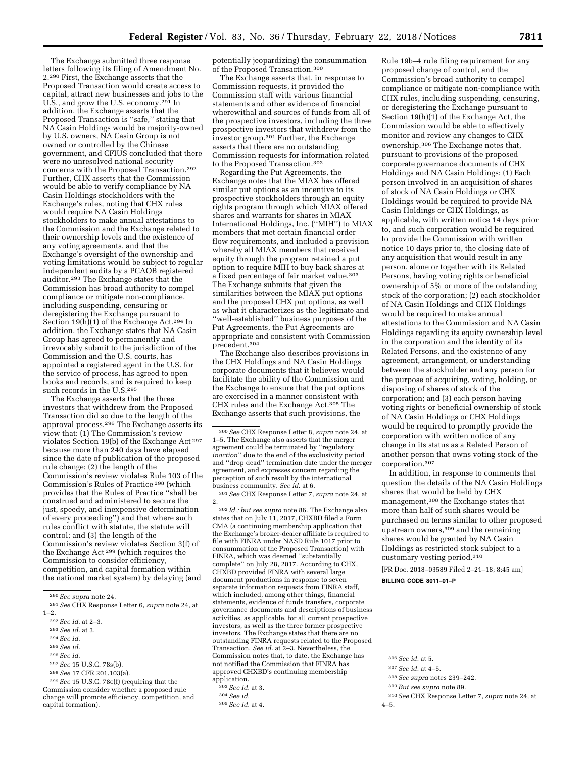The Exchange submitted three response letters following its filing of Amendment No. 2.[290] First, the Exchange asserts that the Proposed Transaction would create access to capital, attract new businesses and jobs to the U.S., and grow the U.S. economy.[291] In addition, the Exchange asserts that the Proposed Transaction is "safe," stating that NA Casin Holdings would be majority-owned by U.S. owners, NA Casin Group is not owned or controlled by the Chinese government, and CFIUS concluded that there were no unresolved national security concerns with the Proposed Transaction.[292] Further, CHX asserts that the Commission would be able to verify compliance by NA Casin Holdings stockholders with the Exchange's rules, noting that CHX rules would require NA Casin Holdings stockholders to make annual attestations to the Commission and the Exchange related to their ownership levels and the existence of any voting agreements, and that the Exchange's oversight of the ownership and voting limitations would be subject to regular independent audits by a PCAOB registered auditor.[293] The Exchange states that the Commission has broad authority to compel compliance or mitigate non-compliance, including suspending, censuring or deregistering the Exchange pursuant to Section 19(h)(1) of the Exchange Act.[294] In addition, the Exchange states that NA Casin Group has agreed to permanently and irrevocably submit to the jurisdiction of the Commission and the U.S. courts, has appointed a registered agent in the U.S. for the service of process, has agreed to open books and records, and is required to keep such records in the U.S.[295]

The Exchange asserts that the three investors that withdrew from the Proposed Transaction did so due to the length of the approval process.[296] The Exchange asserts its view that: (1) The Commission's review violates Section 19(b) of the Exchange Act[297] because more than 240 days have elapsed since the date of publication of the proposed rule change; (2) the length of the Commission's review violates Rule 103 of the Commission's Rules of Practice[298] (which provides that the Rules of Practice "shall be construed and administered to secure the just, speedy, and inexpensive determination of every proceeding") and that where such rules conflict with statute, the statute will control; and (3) the length of the Commission's review violates Section 3(f) of the Exchange Act[299] (which requires the Commission to consider efficiency, competition, and capital formation within the national market system) by delaying (and potentially jeopardizing) the consummation of the Proposed Transaction.[300]

The Exchange asserts that, in response to Commission requests, it provided the Commission staff with various financial statements and other evidence of financial wherewithal and sources of funds from all of the prospective investors, including the three prospective investors that withdrew from the investor group.[301] Further, the Exchange asserts that there are no outstanding Commission requests for information related to the Proposed Transaction.[302]

Regarding the Put Agreements, the Exchange notes that the MIAX has offered similar put options as an incentive to its prospective stockholders through an equity rights program through which MIAX offered shares and warrants for shares in MIAX International Holdings, Inc. ("MIH") to MIAX members that met certain financial order flow requirements, and included a provision whereby all MIAX members that received equity through the program retained a put option to require MIH to buy back shares at a fixed percentage of fair market value.[303] The Exchange submits that given the similarities between the MIAX put options and the proposed CHX put options, as well as what it characterizes as the legitimate and "well-established" business purposes of the Put Agreements, the Put Agreements are appropriate and consistent with Commission precedent.[304]

The Exchange also describes provisions in the CHX Holdings and NA Casin Holdings corporate documents that it believes would facilitate the ability of the Commission and the Exchange to ensure that the put options are exercised in a manner consistent with CHX rules and the Exchange Act.[305] The Exchange asserts that such provisions, the Rule 19b–4 rule filing requirement for any proposed change of control, and the Commission's broad authority to compel compliance or mitigate non-compliance with CHX rules, including suspending, censuring, or deregistering the Exchange pursuant to Section 19(h)(1) of the Exchange Act, the Commission would be able to effectively monitor and review any changes to CHX ownership.[306] The Exchange notes that, pursuant to provisions of the proposed corporate governance documents of CHX Holdings and NA Casin Holdings: (1) Each person involved in an acquisition of shares of stock of NA Casin Holdings or CHX Holdings would be required to provide NA Casin Holdings or CHX Holdings, as applicable, with written notice 14 days prior to, and such corporation would be required to provide the Commission with written notice 10 days prior to, the closing date of any acquisition that would result in any person, alone or together with its Related Persons, having voting rights or beneficial ownership of 5% or more of the outstanding stock of the corporation; (2) each stockholder of NA Casin Holdings and CHX Holdings would be required to make annual attestations to the Commission and NA Casin Holdings regarding its equity ownership level in the corporation and the identity of its Related Persons, and the existence of any agreement, arrangement, or understanding between the stockholder and any person for the purpose of acquiring, voting, holding, or disposing of shares of stock of the corporation; and (3) each person having voting rights or beneficial ownership of stock of NA Casin Holdings or CHX Holdings would be required to promptly provide the corporation with written notice of any change in its status as a Related Person of another person that owns voting stock of the corporation.[307]

In addition, in response to comments that question the details of the NA Casin Holdings shares that would be held by CHX management,[308] the Exchange states that more than half of such shares would be purchased on terms similar to other proposed upstream owners,[309] and the remaining shares would be granted by NA Casin Holdings as restricted stock subject to a customary vesting period.[310]

[FR Doc. 2018–03589 Filed 2–21–18; 8:45 am]

**BILLING CODE 8011–01–P**

---

[290] *See supra* note 24.

[291] *See* CHX Response Letter 6, *supra* note 24, at 1–2.

[292] *See id.* at 2–3.

[293] *See id.* at 3.

[294] *See id.*

[295] *See id.*

[296] *See id.*

[297] *See* 15 U.S.C. 78s(b).

[298] *See* 17 CFR 201.103(a).

[299] *See* 15 U.S.C. 78c(f) (requiring that the Commission consider whether a proposed rule change will promote efficiency, competition, and capital formation).

[300] *See* CHX Response Letter 8, *supra* note 24, at 1–5. The Exchange also asserts that the merger agreement could be terminated by "regulatory *inaction*" due to the end of the exclusivity period and "drop dead" termination date under the merger agreement, and expresses concern regarding the perception of such result by the international business community. *See id.* at 6.

[301] *See* CHX Response Letter 7, *supra* note 24, at 2.

[302] *Id.; but see supra* note 86. The Exchange also states that on July 11, 2017, CHXBD filed a Form CMA (a continuing membership application that the Exchange's broker-dealer affiliate is required to file with FINRA under NASD Rule 1017 prior to consummation of the Proposed Transaction) with FINRA, which was deemed "substantially complete" on July 28, 2017. According to CHX, CHXBD provided FINRA with several large document productions in response to seven separate information requests from FINRA staff, which included, among other things, financial statements, evidence of funds transfers, corporate governance documents and descriptions of business activities, as applicable, for all current prospective investors, as well as the three former prospective investors. The Exchange states that there are no outstanding FINRA requests related to the Proposed Transaction. *See id.* at 2–3. Nevertheless, the Commission notes that, to date, the Exchange has not notified the Commission that FINRA has approved CHXBD's continuing membership application.

[303] *See id.* at 3.

[304] *See id.*

[305] *See id.* at 4.

[306] *See id.* at 5.

[307] *See id.* at 4–5.

[308] *See supra* notes 239–242.

[309] *But see supra* note 89.

[310] *See* CHX Response Letter 7, *supra* note 24, at 4–5.